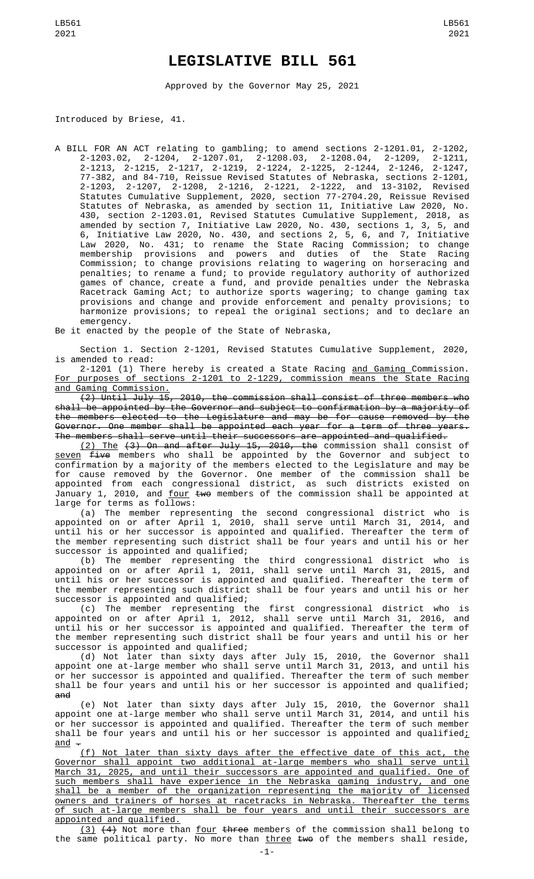# LEGISLATIVE BILL 561

Approved by the Governor May 25, 2021

Introduced by Briese, 41.

A BILL FOR AN ACT relating to gambling; to amend sections 2-1201.01, 2-1202, 2-1203.02, 2-1204, 2-1207.01, 2-1208.03, 2-1208.04, 2-1209, 2-1211, 2-1213, 2-1215, 2-1217, 2-1219, 2-1224, 2-1225, 2-1244, 2-1246, 2-1247, 77-382, and 84-710, Reissue Revised Statutes of Nebraska, sections 2-1201, 2-1203, 2-1207, 2-1208, 2-1216, 2-1221, 2-1222, and 13-3102, Revised Statutes Cumulative Supplement, 2020, section 77-2704.20, Reissue Revised Statutes of Nebraska, as amended by section 11, Initiative Law 2020, No. 430, section 2-1203.01, Revised Statutes Cumulative Supplement, 2018, as amended by section 7, Initiative Law 2020, No. 430, sections 1, 3, 5, and 6, Initiative Law 2020, No. 430, and sections 2, 5, 6, and 7, Initiative Law 2020, No. 431; to rename the State Racing Commission; to change membership provisions and powers and duties of the State Racing Commission; to change provisions relating to wagering on horseracing and penalties; to rename a fund; to provide regulatory authority of authorized games of chance, create a fund, and provide penalties under the Nebraska Racetrack Gaming Act; to authorize sports wagering; to change gaming tax provisions and change and provide enforcement and penalty provisions; to harmonize provisions; to repeal the original sections; and to declare an emergency.

Be it enacted by the people of the State of Nebraska,

Section 1. Section 2-1201, Revised Statutes Cumulative Supplement, 2020, is amended to read:

2-1201 (1) There hereby is created a State Racing <u>and Gaming</u> Commission. <u>For purposes of sections 2-1201 to 2-1229, commission means the State Racing and Gaming Commission.</u>

~~(2) Until July 15, 2010, the commission shall consist of three members who shall be appointed by the Governor and subject to confirmation by a majority of the members elected to the Legislature and may be for cause removed by the Governor. One member shall be appointed each year for a term of three years. The members shall serve until their successors are appointed and qualified.~~

<u>(2) The</u> ~~(3) On and after July 15, 2010, the~~ commission shall consist of <u>seven</u> ~~five~~ members who shall be appointed by the Governor and subject to confirmation by a majority of the members elected to the Legislature and may be for cause removed by the Governor. One member of the commission shall be appointed from each congressional district, as such districts existed on January 1, 2010, and <u>four</u> ~~two~~ members of the commission shall be appointed at large for terms as follows:

(a) The member representing the second congressional district who is appointed on or after April 1, 2010, shall serve until March 31, 2014, and until his or her successor is appointed and qualified. Thereafter the term of the member representing such district shall be four years and until his or her successor is appointed and qualified;

(b) The member representing the third congressional district who is appointed on or after April 1, 2011, shall serve until March 31, 2015, and until his or her successor is appointed and qualified. Thereafter the term of the member representing such district shall be four years and until his or her successor is appointed and qualified;

(c) The member representing the first congressional district who is appointed on or after April 1, 2012, shall serve until March 31, 2016, and until his or her successor is appointed and qualified. Thereafter the term of the member representing such district shall be four years and until his or her successor is appointed and qualified;

(d) Not later than sixty days after July 15, 2010, the Governor shall appoint one at-large member who shall serve until March 31, 2013, and until his or her successor is appointed and qualified. Thereafter the term of such member shall be four years and until his or her successor is appointed and qualified; ~~and~~

(e) Not later than sixty days after July 15, 2010, the Governor shall appoint one at-large member who shall serve until March 31, 2014, and until his or her successor is appointed and qualified. Thereafter the term of such member shall be four years and until his or her successor is appointed and qualified<u>; and</u> ~~.~~

<u>(f) Not later than sixty days after the effective date of this act, the Governor shall appoint two additional at-large members who shall serve until March 31, 2025, and until their successors are appointed and qualified. One of such members shall have experience in the Nebraska gaming industry, and one shall be a member of the organization representing the majority of licensed owners and trainers of horses at racetracks in Nebraska. Thereafter the terms of such at-large members shall be four years and until their successors are appointed and qualified.</u>

<u>(3)</u> ~~(4)~~ Not more than <u>four</u> ~~three~~ members of the commission shall belong to the same political party. No more than <u>three</u> ~~two~~ of the members shall reside,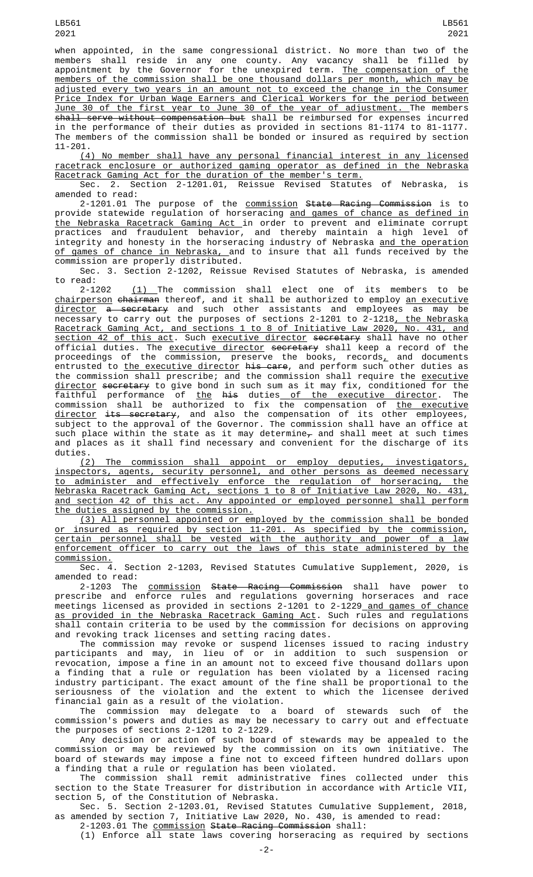when appointed, in the same congressional district. No more than two of the members shall reside in any one county. Any vacancy shall be filled by appointment by the Governor for the unexpired term. The compensation of the members of the commission shall be one thousand dollars per month, which may be adjusted every two years in an amount not to exceed the change in the Consumer Price Index for Urban Wage Earners and Clerical Workers for the period between June 30 of the first year to June 30 of the year of adjustment. The members shall serve without compensation but shall be reimbursed for expenses incurred in the performance of their duties as provided in sections 81-1174 to 81-1177. The members of the commission shall be bonded or insured as required by section 11-201.

(4) No member shall have any personal financial interest in any licensed racetrack enclosure or authorized gaming operator as defined in the Nebraska Racetrack Gaming Act for the duration of the member's term.

Sec. 2. Section 2-1201.01, Reissue Revised Statutes of Nebraska, is amended to read:

2-1201.01 The purpose of the commission State Racing Commission is to provide statewide regulation of horseracing and games of chance as defined in the Nebraska Racetrack Gaming Act in order to prevent and eliminate corrupt practices and fraudulent behavior, and thereby maintain a high level of integrity and honesty in the horseracing industry of Nebraska and the operation of games of chance in Nebraska, and to insure that all funds received by the commission are properly distributed.

Sec. 3. Section 2-1202, Reissue Revised Statutes of Nebraska, is amended to read:

2-1202 (1) The commission shall elect one of its members to be chairperson chairman thereof, and it shall be authorized to employ an executive director a secretary and such other assistants and employees as may be necessary to carry out the purposes of sections 2-1201 to 2-1218, the Nebraska Racetrack Gaming Act, and sections 1 to 8 of Initiative Law 2020, No. 431, and section 42 of this act. Such executive director secretary shall have no other official duties. The executive director secretary shall keep a record of the proceedings of the commission, preserve the books, records, and documents entrusted to the executive director his care, and perform such other duties as the commission shall prescribe; and the commission shall require the executive director secretary to give bond in such sum as it may fix, conditioned for the faithful performance of the his duties of the executive director. The commission shall be authorized to fix the compensation of the executive director its secretary, and also the compensation of its other employees, subject to the approval of the Governor. The commission shall have an office at such place within the state as it may determine, and shall meet at such times and places as it shall find necessary and convenient for the discharge of its duties.

(2) The commission shall appoint or employ deputies, investigators, inspectors, agents, security personnel, and other persons as deemed necessary to administer and effectively enforce the regulation of horseracing, the Nebraska Racetrack Gaming Act, sections 1 to 8 of Initiative Law 2020, No. 431, and section 42 of this act. Any appointed or employed personnel shall perform the duties assigned by the commission.

(3) All personnel appointed or employed by the commission shall be bonded or insured as required by section 11-201. As specified by the commission, certain personnel shall be vested with the authority and power of a law enforcement officer to carry out the laws of this state administered by the commission.

Sec. 4. Section 2-1203, Revised Statutes Cumulative Supplement, 2020, is amended to read:

2-1203 The commission State Racing Commission shall have power to prescribe and enforce rules and regulations governing horseraces and race meetings licensed as provided in sections 2-1201 to 2-1229 and games of chance as provided in the Nebraska Racetrack Gaming Act. Such rules and regulations shall contain criteria to be used by the commission for decisions on approving and revoking track licenses and setting racing dates.

The commission may revoke or suspend licenses issued to racing industry participants and may, in lieu of or in addition to such suspension or revocation, impose a fine in an amount not to exceed five thousand dollars upon a finding that a rule or regulation has been violated by a licensed racing industry participant. The exact amount of the fine shall be proportional to the seriousness of the violation and the extent to which the licensee derived financial gain as a result of the violation.

The commission may delegate to a board of stewards such of the commission's powers and duties as may be necessary to carry out and effectuate the purposes of sections 2-1201 to 2-1229.

Any decision or action of such board of stewards may be appealed to the commission or may be reviewed by the commission on its own initiative. The board of stewards may impose a fine not to exceed fifteen hundred dollars upon a finding that a rule or regulation has been violated.

The commission shall remit administrative fines collected under this section to the State Treasurer for distribution in accordance with Article VII, section 5, of the Constitution of Nebraska.

Sec. 5. Section 2-1203.01, Revised Statutes Cumulative Supplement, 2018, as amended by section 7, Initiative Law 2020, No. 430, is amended to read:

2-1203.01 The commission State Racing Commission shall:

(1) Enforce all state laws covering horseracing as required by sections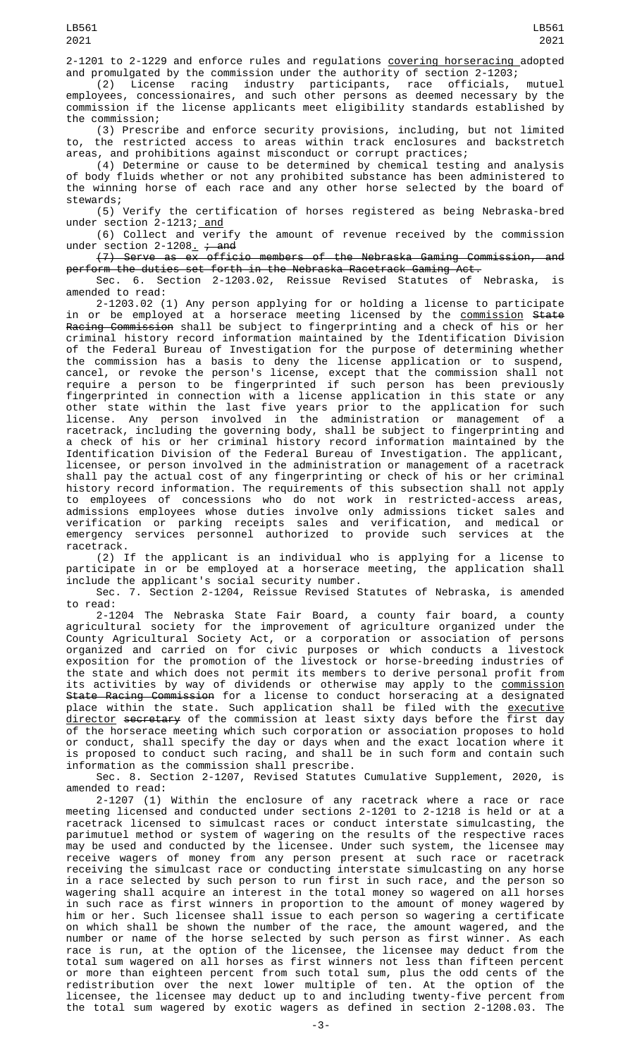2-1201 to 2-1229 and enforce rules and regulations covering horseracing adopted and promulgated by the commission under the authority of section 2-1203;

(2) License racing industry participants, race officials, mutuel employees, concessionaires, and such other persons as deemed necessary by the commission if the license applicants meet eligibility standards established by the commission;

(3) Prescribe and enforce security provisions, including, but not limited to, the restricted access to areas within track enclosures and backstretch areas, and prohibitions against misconduct or corrupt practices;

(4) Determine or cause to be determined by chemical testing and analysis of body fluids whether or not any prohibited substance has been administered to the winning horse of each race and any other horse selected by the board of stewards;

(5) Verify the certification of horses registered as being Nebraska-bred under section 2-1213; and

(6) Collect and verify the amount of revenue received by the commission under section 2-1208. ; and

(7) Serve as ex officio members of the Nebraska Gaming Commission, and perform the duties set forth in the Nebraska Racetrack Gaming Act.

Sec. 6. Section 2-1203.02, Reissue Revised Statutes of Nebraska, is amended to read:

2-1203.02 (1) Any person applying for or holding a license to participate in or be employed at a horserace meeting licensed by the commission State Racing Commission shall be subject to fingerprinting and a check of his or her criminal history record information maintained by the Identification Division of the Federal Bureau of Investigation for the purpose of determining whether the commission has a basis to deny the license application or to suspend, cancel, or revoke the person's license, except that the commission shall not require a person to be fingerprinted if such person has been previously fingerprinted in connection with a license application in this state or any other state within the last five years prior to the application for such license. Any person involved in the administration or management of a racetrack, including the governing body, shall be subject to fingerprinting and a check of his or her criminal history record information maintained by the Identification Division of the Federal Bureau of Investigation. The applicant, licensee, or person involved in the administration or management of a racetrack shall pay the actual cost of any fingerprinting or check of his or her criminal history record information. The requirements of this subsection shall not apply to employees of concessions who do not work in restricted-access areas, admissions employees whose duties involve only admissions ticket sales and verification or parking receipts sales and verification, and medical or emergency services personnel authorized to provide such services at the racetrack.

(2) If the applicant is an individual who is applying for a license to participate in or be employed at a horserace meeting, the application shall include the applicant's social security number.

Sec. 7. Section 2-1204, Reissue Revised Statutes of Nebraska, is amended to read:

2-1204 The Nebraska State Fair Board, a county fair board, a county agricultural society for the improvement of agriculture organized under the County Agricultural Society Act, or a corporation or association of persons organized and carried on for civic purposes or which conducts a livestock exposition for the promotion of the livestock or horse-breeding industries of the state and which does not permit its members to derive personal profit from its activities by way of dividends or otherwise may apply to the commission State Racing Commission for a license to conduct horseracing at a designated place within the state. Such application shall be filed with the executive director secretary of the commission at least sixty days before the first day of the horserace meeting which such corporation or association proposes to hold or conduct, shall specify the day or days when and the exact location where it is proposed to conduct such racing, and shall be in such form and contain such information as the commission shall prescribe.

Sec. 8. Section 2-1207, Revised Statutes Cumulative Supplement, 2020, is amended to read:

2-1207 (1) Within the enclosure of any racetrack where a race or race meeting licensed and conducted under sections 2-1201 to 2-1218 is held or at a racetrack licensed to simulcast races or conduct interstate simulcasting, the parimutuel method or system of wagering on the results of the respective races may be used and conducted by the licensee. Under such system, the licensee may receive wagers of money from any person present at such race or racetrack receiving the simulcast race or conducting interstate simulcasting on any horse in a race selected by such person to run first in such race, and the person so wagering shall acquire an interest in the total money so wagered on all horses in such race as first winners in proportion to the amount of money wagered by him or her. Such licensee shall issue to each person so wagering a certificate on which shall be shown the number of the race, the amount wagered, and the number or name of the horse selected by such person as first winner. As each race is run, at the option of the licensee, the licensee may deduct from the total sum wagered on all horses as first winners not less than fifteen percent or more than eighteen percent from such total sum, plus the odd cents of the redistribution over the next lower multiple of ten. At the option of the licensee, the licensee may deduct up to and including twenty-five percent from the total sum wagered by exotic wagers as defined in section 2-1208.03. The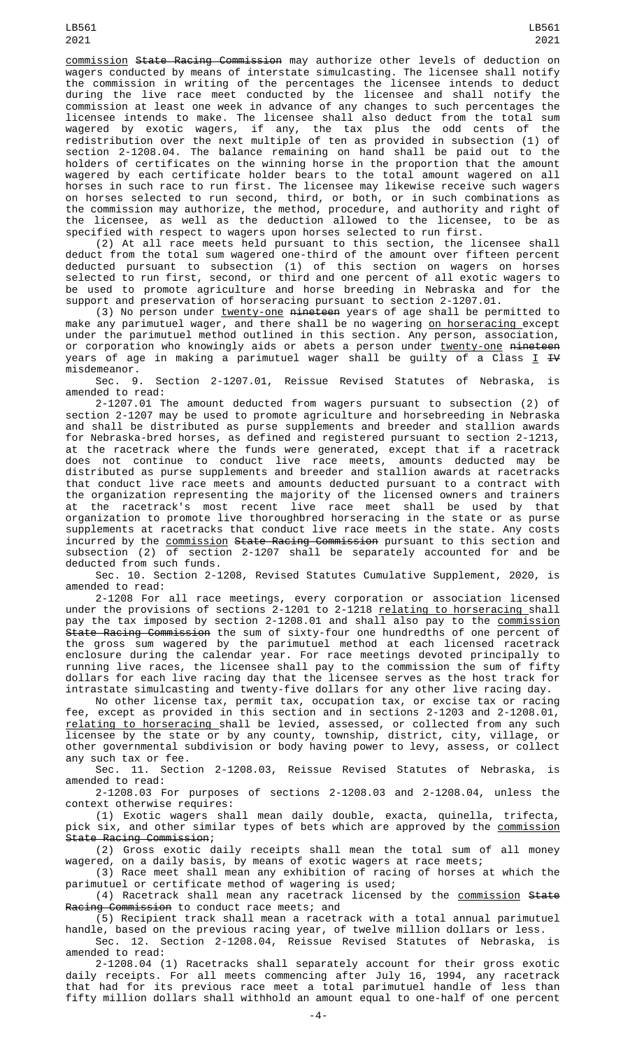commission ~~State Racing Commission~~ may authorize other levels of deduction on wagers conducted by means of interstate simulcasting. The licensee shall notify the commission in writing of the percentages the licensee intends to deduct during the live race meet conducted by the licensee and shall notify the commission at least one week in advance of any changes to such percentages the licensee intends to make. The licensee shall also deduct from the total sum wagered by exotic wagers, if any, the tax plus the odd cents of the redistribution over the next multiple of ten as provided in subsection (1) of section 2-1208.04. The balance remaining on hand shall be paid out to the holders of certificates on the winning horse in the proportion that the amount wagered by each certificate holder bears to the total amount wagered on all horses in such race to run first. The licensee may likewise receive such wagers on horses selected to run second, third, or both, or in such combinations as the commission may authorize, the method, procedure, and authority and right of the licensee, as well as the deduction allowed to the licensee, to be as specified with respect to wagers upon horses selected to run first.

(2) At all race meets held pursuant to this section, the licensee shall deduct from the total sum wagered one-third of the amount over fifteen percent deducted pursuant to subsection (1) of this section on wagers on horses selected to run first, second, or third and one percent of all exotic wagers to be used to promote agriculture and horse breeding in Nebraska and for the support and preservation of horseracing pursuant to section 2-1207.01.

(3) No person under twenty-one ~~nineteen~~ years of age shall be permitted to make any parimutuel wager, and there shall be no wagering on horseracing except under the parimutuel method outlined in this section. Any person, association, or corporation who knowingly aids or abets a person under twenty-one ~~nineteen~~ years of age in making a parimutuel wager shall be guilty of a Class I ~~IV~~ misdemeanor.

Sec. 9. Section 2-1207.01, Reissue Revised Statutes of Nebraska, is amended to read:

2-1207.01 The amount deducted from wagers pursuant to subsection (2) of section 2-1207 may be used to promote agriculture and horsebreeding in Nebraska and shall be distributed as purse supplements and breeder and stallion awards for Nebraska-bred horses, as defined and registered pursuant to section 2-1213, at the racetrack where the funds were generated, except that if a racetrack does not continue to conduct live race meets, amounts deducted may be distributed as purse supplements and breeder and stallion awards at racetracks that conduct live race meets and amounts deducted pursuant to a contract with the organization representing the majority of the licensed owners and trainers at the racetrack's most recent live race meet shall be used by that organization to promote live thoroughbred horseracing in the state or as purse supplements at racetracks that conduct live race meets in the state. Any costs incurred by the commission ~~State Racing Commission~~ pursuant to this section and subsection (2) of section 2-1207 shall be separately accounted for and be deducted from such funds.

Sec. 10. Section 2-1208, Revised Statutes Cumulative Supplement, 2020, is amended to read:

2-1208 For all race meetings, every corporation or association licensed under the provisions of sections 2-1201 to 2-1218 relating to horseracing shall pay the tax imposed by section 2-1208.01 and shall also pay to the commission ~~State Racing Commission~~ the sum of sixty-four one hundredths of one percent of the gross sum wagered by the parimutuel method at each licensed racetrack enclosure during the calendar year. For race meetings devoted principally to running live races, the licensee shall pay to the commission the sum of fifty dollars for each live racing day that the licensee serves as the host track for intrastate simulcasting and twenty-five dollars for any other live racing day.

No other license tax, permit tax, occupation tax, or excise tax or racing fee, except as provided in this section and in sections 2-1203 and 2-1208.01, relating to horseracing shall be levied, assessed, or collected from any such licensee by the state or by any county, township, district, city, village, or other governmental subdivision or body having power to levy, assess, or collect any such tax or fee.

Sec. 11. Section 2-1208.03, Reissue Revised Statutes of Nebraska, is amended to read:

2-1208.03 For purposes of sections 2-1208.03 and 2-1208.04, unless the context otherwise requires:

(1) Exotic wagers shall mean daily double, exacta, quinella, trifecta, pick six, and other similar types of bets which are approved by the commission ~~State Racing Commission~~;

(2) Gross exotic daily receipts shall mean the total sum of all money wagered, on a daily basis, by means of exotic wagers at race meets;

(3) Race meet shall mean any exhibition of racing of horses at which the parimutuel or certificate method of wagering is used;

(4) Racetrack shall mean any racetrack licensed by the commission ~~State Racing Commission~~ to conduct race meets; and

(5) Recipient track shall mean a racetrack with a total annual parimutuel handle, based on the previous racing year, of twelve million dollars or less.

Sec. 12. Section 2-1208.04, Reissue Revised Statutes of Nebraska, is amended to read:

2-1208.04 (1) Racetracks shall separately account for their gross exotic daily receipts. For all meets commencing after July 16, 1994, any racetrack that had for its previous race meet a total parimutuel handle of less than fifty million dollars shall withhold an amount equal to one-half of one percent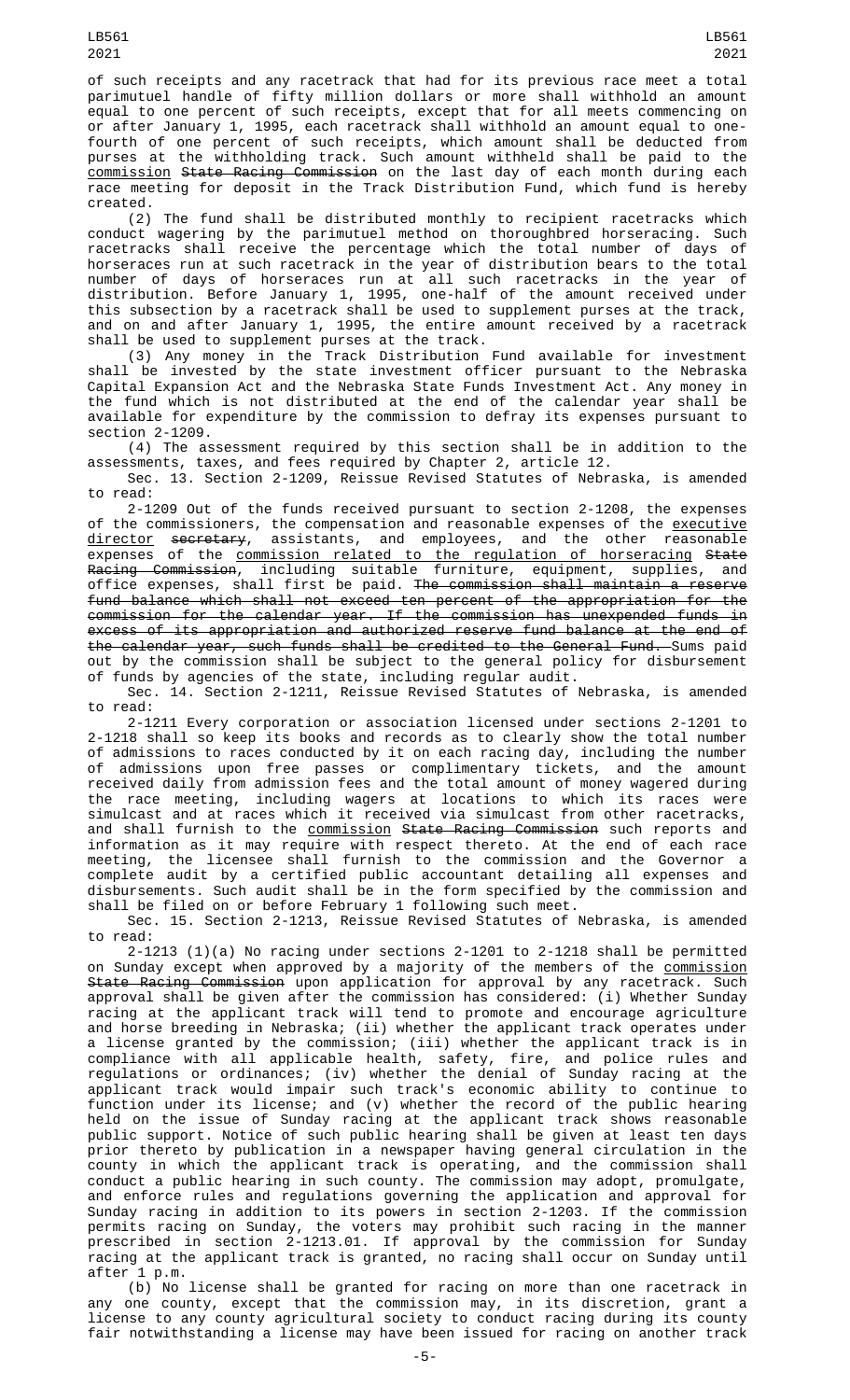of such receipts and any racetrack that had for its previous race meet a total parimutuel handle of fifty million dollars or more shall withhold an amount equal to one percent of such receipts, except that for all meets commencing on or after January 1, 1995, each racetrack shall withhold an amount equal to one-fourth of one percent of such receipts, which amount shall be deducted from purses at the withholding track. Such amount withheld shall be paid to the commission ~~State Racing Commission~~ on the last day of each month during each race meeting for deposit in the Track Distribution Fund, which fund is hereby created.

(2) The fund shall be distributed monthly to recipient racetracks which conduct wagering by the parimutuel method on thoroughbred horseracing. Such racetracks shall receive the percentage which the total number of days of horseraces run at such racetrack in the year of distribution bears to the total number of days of horseraces run at all such racetracks in the year of distribution. Before January 1, 1995, one-half of the amount received under this subsection by a racetrack shall be used to supplement purses at the track, and on and after January 1, 1995, the entire amount received by a racetrack shall be used to supplement purses at the track.

(3) Any money in the Track Distribution Fund available for investment shall be invested by the state investment officer pursuant to the Nebraska Capital Expansion Act and the Nebraska State Funds Investment Act. Any money in the fund which is not distributed at the end of the calendar year shall be available for expenditure by the commission to defray its expenses pursuant to section 2-1209.

(4) The assessment required by this section shall be in addition to the assessments, taxes, and fees required by Chapter 2, article 12.

Sec. 13. Section 2-1209, Reissue Revised Statutes of Nebraska, is amended to read:

2-1209 Out of the funds received pursuant to section 2-1208, the expenses of the commissioners, the compensation and reasonable expenses of the executive director ~~secretary~~, assistants, and employees, and the other reasonable expenses of the commission related to the regulation of horseracing ~~State Racing Commission~~, including suitable furniture, equipment, supplies, and office expenses, shall first be paid. ~~The commission shall maintain a reserve fund balance which shall not exceed ten percent of the appropriation for the commission for the calendar year. If the commission has unexpended funds in excess of its appropriation and authorized reserve fund balance at the end of the calendar year, such funds shall be credited to the General Fund.~~ Sums paid out by the commission shall be subject to the general policy for disbursement of funds by agencies of the state, including regular audit.

Sec. 14. Section 2-1211, Reissue Revised Statutes of Nebraska, is amended to read:

2-1211 Every corporation or association licensed under sections 2-1201 to 2-1218 shall so keep its books and records as to clearly show the total number of admissions to races conducted by it on each racing day, including the number of admissions upon free passes or complimentary tickets, and the amount received daily from admission fees and the total amount of money wagered during the race meeting, including wagers at locations to which its races were simulcast and at races which it received via simulcast from other racetracks, and shall furnish to the commission ~~State Racing Commission~~ such reports and information as it may require with respect thereto. At the end of each race meeting, the licensee shall furnish to the commission and the Governor a complete audit by a certified public accountant detailing all expenses and disbursements. Such audit shall be in the form specified by the commission and shall be filed on or before February 1 following such meet.

Sec. 15. Section 2-1213, Reissue Revised Statutes of Nebraska, is amended to read:

2-1213 (1)(a) No racing under sections 2-1201 to 2-1218 shall be permitted on Sunday except when approved by a majority of the members of the commission ~~State Racing Commission~~ upon application for approval by any racetrack. Such approval shall be given after the commission has considered: (i) Whether Sunday racing at the applicant track will tend to promote and encourage agriculture and horse breeding in Nebraska; (ii) whether the applicant track operates under a license granted by the commission; (iii) whether the applicant track is in compliance with all applicable health, safety, fire, and police rules and regulations or ordinances; (iv) whether the denial of Sunday racing at the applicant track would impair such track's economic ability to continue to function under its license; and (v) whether the record of the public hearing held on the issue of Sunday racing at the applicant track shows reasonable public support. Notice of such public hearing shall be given at least ten days prior thereto by publication in a newspaper having general circulation in the county in which the applicant track is operating, and the commission shall conduct a public hearing in such county. The commission may adopt, promulgate, and enforce rules and regulations governing the application and approval for Sunday racing in addition to its powers in section 2-1203. If the commission permits racing on Sunday, the voters may prohibit such racing in the manner prescribed in section 2-1213.01. If approval by the commission for Sunday racing at the applicant track is granted, no racing shall occur on Sunday until after 1 p.m.

(b) No license shall be granted for racing on more than one racetrack in any one county, except that the commission may, in its discretion, grant a license to any county agricultural society to conduct racing during its county fair notwithstanding a license may have been issued for racing on another track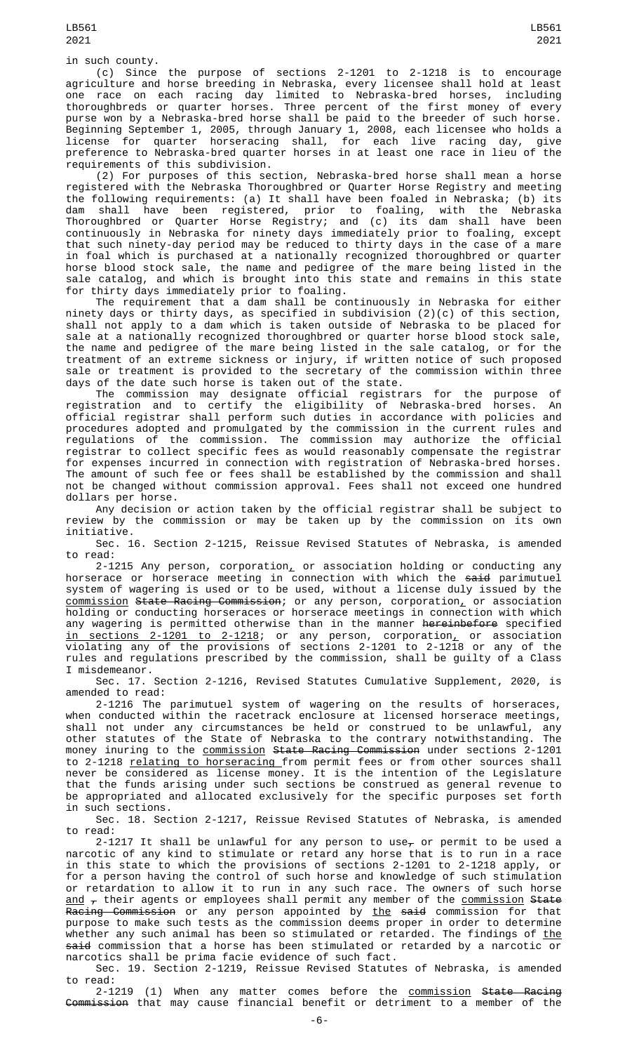in such county.

(c) Since the purpose of sections 2-1201 to 2-1218 is to encourage agriculture and horse breeding in Nebraska, every licensee shall hold at least one race on each racing day limited to Nebraska-bred horses, including thoroughbreds or quarter horses. Three percent of the first money of every purse won by a Nebraska-bred horse shall be paid to the breeder of such horse. Beginning September 1, 2005, through January 1, 2008, each licensee who holds a license for quarter horseracing shall, for each live racing day, give preference to Nebraska-bred quarter horses in at least one race in lieu of the requirements of this subdivision.

(2) For purposes of this section, Nebraska-bred horse shall mean a horse registered with the Nebraska Thoroughbred or Quarter Horse Registry and meeting the following requirements: (a) It shall have been foaled in Nebraska; (b) its dam shall have been registered, prior to foaling, with the Nebraska Thoroughbred or Quarter Horse Registry; and (c) its dam shall have been continuously in Nebraska for ninety days immediately prior to foaling, except that such ninety-day period may be reduced to thirty days in the case of a mare in foal which is purchased at a nationally recognized thoroughbred or quarter horse blood stock sale, the name and pedigree of the mare being listed in the sale catalog, and which is brought into this state and remains in this state for thirty days immediately prior to foaling.

The requirement that a dam shall be continuously in Nebraska for either ninety days or thirty days, as specified in subdivision (2)(c) of this section, shall not apply to a dam which is taken outside of Nebraska to be placed for sale at a nationally recognized thoroughbred or quarter horse blood stock sale, the name and pedigree of the mare being listed in the sale catalog, or for the treatment of an extreme sickness or injury, if written notice of such proposed sale or treatment is provided to the secretary of the commission within three days of the date such horse is taken out of the state.

The commission may designate official registrars for the purpose of registration and to certify the eligibility of Nebraska-bred horses. An official registrar shall perform such duties in accordance with policies and procedures adopted and promulgated by the commission in the current rules and regulations of the commission. The commission may authorize the official registrar to collect specific fees as would reasonably compensate the registrar for expenses incurred in connection with registration of Nebraska-bred horses. The amount of such fee or fees shall be established by the commission and shall not be changed without commission approval. Fees shall not exceed one hundred dollars per horse.

Any decision or action taken by the official registrar shall be subject to review by the commission or may be taken up by the commission on its own initiative.

Sec. 16. Section 2-1215, Reissue Revised Statutes of Nebraska, is amended to read:

2-1215 Any person, corporation, or association holding or conducting any horserace or horserace meeting in connection with which the ~~said~~ parimutuel system of wagering is used or to be used, without a license duly issued by the commission ~~State Racing Commission~~; or any person, corporation, or association holding or conducting horseraces or horserace meetings in connection with which any wagering is permitted otherwise than in the manner ~~hereinbefore~~ specified in sections 2-1201 to 2-1218; or any person, corporation, or association violating any of the provisions of sections 2-1201 to 2-1218 or any of the rules and regulations prescribed by the commission, shall be guilty of a Class I misdemeanor.

Sec. 17. Section 2-1216, Revised Statutes Cumulative Supplement, 2020, is amended to read:

2-1216 The parimutuel system of wagering on the results of horseraces, when conducted within the racetrack enclosure at licensed horserace meetings, shall not under any circumstances be held or construed to be unlawful, any other statutes of the State of Nebraska to the contrary notwithstanding. The money inuring to the commission ~~State Racing Commission~~ under sections 2-1201 to 2-1218 relating to horseracing from permit fees or from other sources shall never be considered as license money. It is the intention of the Legislature that the funds arising under such sections be construed as general revenue to be appropriated and allocated exclusively for the specific purposes set forth in such sections.

Sec. 18. Section 2-1217, Reissue Revised Statutes of Nebraska, is amended to read:

2-1217 It shall be unlawful for any person to use~~,~~ or permit to be used a narcotic of any kind to stimulate or retard any horse that is to run in a race in this state to which the provisions of sections 2-1201 to 2-1218 apply, or for a person having the control of such horse and knowledge of such stimulation or retardation to allow it to run in any such race. The owners of such horse and ~~,~~ their agents or employees shall permit any member of the commission ~~State Racing Commission~~ or any person appointed by the ~~said~~ commission for that purpose to make such tests as the commission deems proper in order to determine whether any such animal has been so stimulated or retarded. The findings of the ~~said~~ commission that a horse has been stimulated or retarded by a narcotic or narcotics shall be prima facie evidence of such fact.

Sec. 19. Section 2-1219, Reissue Revised Statutes of Nebraska, is amended to read:

2-1219 (1) When any matter comes before the commission ~~State Racing Commission~~ that may cause financial benefit or detriment to a member of the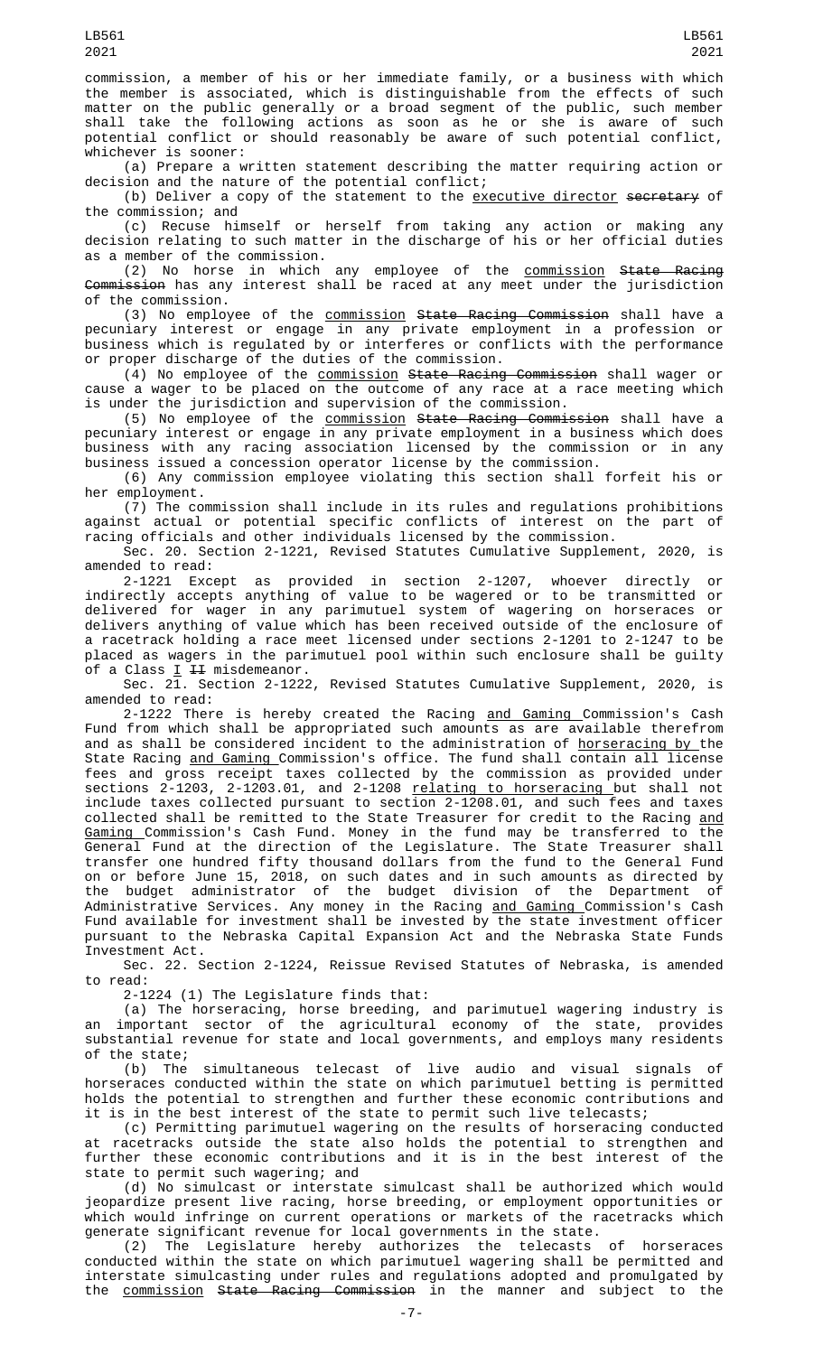commission, a member of his or her immediate family, or a business with which the member is associated, which is distinguishable from the effects of such matter on the public generally or a broad segment of the public, such member shall take the following actions as soon as he or she is aware of such potential conflict or should reasonably be aware of such potential conflict, whichever is sooner:

(a) Prepare a written statement describing the matter requiring action or decision and the nature of the potential conflict;

(b) Deliver a copy of the statement to the executive director ~~secretary~~ of the commission; and

(c) Recuse himself or herself from taking any action or making any decision relating to such matter in the discharge of his or her official duties as a member of the commission.

(2) No horse in which any employee of the commission ~~State Racing Commission~~ has any interest shall be raced at any meet under the jurisdiction of the commission.

(3) No employee of the commission ~~State Racing Commission~~ shall have a pecuniary interest or engage in any private employment in a profession or business which is regulated by or interferes or conflicts with the performance or proper discharge of the duties of the commission.

(4) No employee of the commission ~~State Racing Commission~~ shall wager or cause a wager to be placed on the outcome of any race at a race meeting which is under the jurisdiction and supervision of the commission.

(5) No employee of the commission ~~State Racing Commission~~ shall have a pecuniary interest or engage in any private employment in a business which does business with any racing association licensed by the commission or in any business issued a concession operator license by the commission.

(6) Any commission employee violating this section shall forfeit his or her employment.

(7) The commission shall include in its rules and regulations prohibitions against actual or potential specific conflicts of interest on the part of racing officials and other individuals licensed by the commission.

Sec. 20. Section 2-1221, Revised Statutes Cumulative Supplement, 2020, is amended to read:

2-1221 Except as provided in section 2-1207, whoever directly or indirectly accepts anything of value to be wagered or to be transmitted or delivered for wager in any parimutuel system of wagering on horseraces or delivers anything of value which has been received outside of the enclosure of a racetrack holding a race meet licensed under sections 2-1201 to 2-1247 to be placed as wagers in the parimutuel pool within such enclosure shall be guilty of a Class I ~~II~~ misdemeanor.

Sec. 21. Section 2-1222, Revised Statutes Cumulative Supplement, 2020, is amended to read:

2-1222 There is hereby created the Racing and Gaming Commission's Cash Fund from which shall be appropriated such amounts as are available therefrom and as shall be considered incident to the administration of horseracing by the State Racing and Gaming Commission's office. The fund shall contain all license fees and gross receipt taxes collected by the commission as provided under sections 2-1203, 2-1203.01, and 2-1208 relating to horseracing but shall not include taxes collected pursuant to section 2-1208.01, and such fees and taxes collected shall be remitted to the State Treasurer for credit to the Racing and Gaming Commission's Cash Fund. Money in the fund may be transferred to the General Fund at the direction of the Legislature. The State Treasurer shall transfer one hundred fifty thousand dollars from the fund to the General Fund on or before June 15, 2018, on such dates and in such amounts as directed by the budget administrator of the budget division of the Department of Administrative Services. Any money in the Racing and Gaming Commission's Cash Fund available for investment shall be invested by the state investment officer pursuant to the Nebraska Capital Expansion Act and the Nebraska State Funds Investment Act.

Sec. 22. Section 2-1224, Reissue Revised Statutes of Nebraska, is amended to read:

2-1224 (1) The Legislature finds that:

(a) The horseracing, horse breeding, and parimutuel wagering industry is an important sector of the agricultural economy of the state, provides substantial revenue for state and local governments, and employs many residents of the state;

(b) The simultaneous telecast of live audio and visual signals of horseraces conducted within the state on which parimutuel betting is permitted holds the potential to strengthen and further these economic contributions and it is in the best interest of the state to permit such live telecasts;

(c) Permitting parimutuel wagering on the results of horseracing conducted at racetracks outside the state also holds the potential to strengthen and further these economic contributions and it is in the best interest of the state to permit such wagering; and

(d) No simulcast or interstate simulcast shall be authorized which would jeopardize present live racing, horse breeding, or employment opportunities or which would infringe on current operations or markets of the racetracks which generate significant revenue for local governments in the state.

(2) The Legislature hereby authorizes the telecasts of horseraces conducted within the state on which parimutuel wagering shall be permitted and interstate simulcasting under rules and regulations adopted and promulgated by the commission ~~State Racing Commission~~ in the manner and subject to the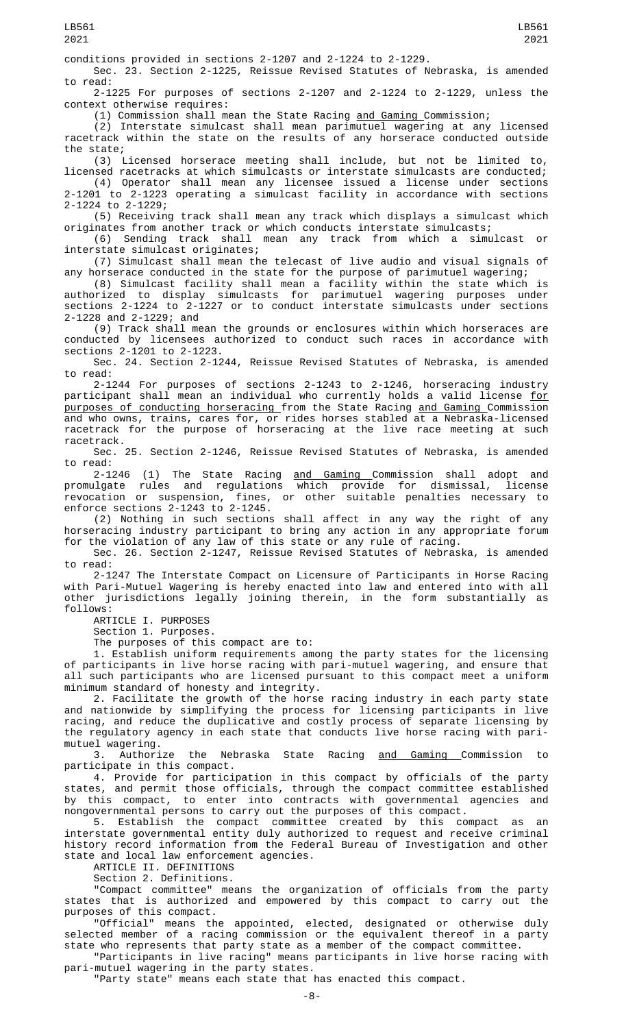conditions provided in sections 2-1207 and 2-1224 to 2-1229.

Sec. 23. Section 2-1225, Reissue Revised Statutes of Nebraska, is amended to read:

2-1225 For purposes of sections 2-1207 and 2-1224 to 2-1229, unless the context otherwise requires:

(1) Commission shall mean the State Racing and Gaming Commission;

(2) Interstate simulcast shall mean parimutuel wagering at any licensed racetrack within the state on the results of any horserace conducted outside the state;

(3) Licensed horserace meeting shall include, but not be limited to, licensed racetracks at which simulcasts or interstate simulcasts are conducted;

(4) Operator shall mean any licensee issued a license under sections 2-1201 to 2-1223 operating a simulcast facility in accordance with sections 2-1224 to 2-1229;

(5) Receiving track shall mean any track which displays a simulcast which originates from another track or which conducts interstate simulcasts;

(6) Sending track shall mean any track from which a simulcast or interstate simulcast originates;

(7) Simulcast shall mean the telecast of live audio and visual signals of any horserace conducted in the state for the purpose of parimutuel wagering;

(8) Simulcast facility shall mean a facility within the state which is authorized to display simulcasts for parimutuel wagering purposes under sections 2-1224 to 2-1227 or to conduct interstate simulcasts under sections 2-1228 and 2-1229; and

(9) Track shall mean the grounds or enclosures within which horseraces are conducted by licensees authorized to conduct such races in accordance with sections 2-1201 to 2-1223.

Sec. 24. Section 2-1244, Reissue Revised Statutes of Nebraska, is amended to read:

2-1244 For purposes of sections 2-1243 to 2-1246, horseracing industry participant shall mean an individual who currently holds a valid license for purposes of conducting horseracing from the State Racing and Gaming Commission and who owns, trains, cares for, or rides horses stabled at a Nebraska-licensed racetrack for the purpose of horseracing at the live race meeting at such racetrack.

Sec. 25. Section 2-1246, Reissue Revised Statutes of Nebraska, is amended to read:

2-1246 (1) The State Racing and Gaming Commission shall adopt and promulgate rules and regulations which provide for dismissal, license revocation or suspension, fines, or other suitable penalties necessary to enforce sections 2-1243 to 2-1245.

(2) Nothing in such sections shall affect in any way the right of any horseracing industry participant to bring any action in any appropriate forum for the violation of any law of this state or any rule of racing.

Sec. 26. Section 2-1247, Reissue Revised Statutes of Nebraska, is amended to read:

2-1247 The Interstate Compact on Licensure of Participants in Horse Racing with Pari-Mutuel Wagering is hereby enacted into law and entered into with all other jurisdictions legally joining therein, in the form substantially as follows:

ARTICLE I. PURPOSES

Section 1. Purposes.

The purposes of this compact are to:

1. Establish uniform requirements among the party states for the licensing of participants in live horse racing with pari-mutuel wagering, and ensure that all such participants who are licensed pursuant to this compact meet a uniform minimum standard of honesty and integrity.

2. Facilitate the growth of the horse racing industry in each party state and nationwide by simplifying the process for licensing participants in live racing, and reduce the duplicative and costly process of separate licensing by the regulatory agency in each state that conducts live horse racing with pari-mutuel wagering.

3. Authorize the Nebraska State Racing and Gaming Commission to participate in this compact.

4. Provide for participation in this compact by officials of the party states, and permit those officials, through the compact committee established by this compact, to enter into contracts with governmental agencies and nongovernmental persons to carry out the purposes of this compact.

5. Establish the compact committee created by this compact as an interstate governmental entity duly authorized to request and receive criminal history record information from the Federal Bureau of Investigation and other state and local law enforcement agencies.

ARTICLE II. DEFINITIONS

Section 2. Definitions.

"Compact committee" means the organization of officials from the party states that is authorized and empowered by this compact to carry out the purposes of this compact.

"Official" means the appointed, elected, designated or otherwise duly selected member of a racing commission or the equivalent thereof in a party state who represents that party state as a member of the compact committee.

"Participants in live racing" means participants in live horse racing with pari-mutuel wagering in the party states.

"Party state" means each state that has enacted this compact.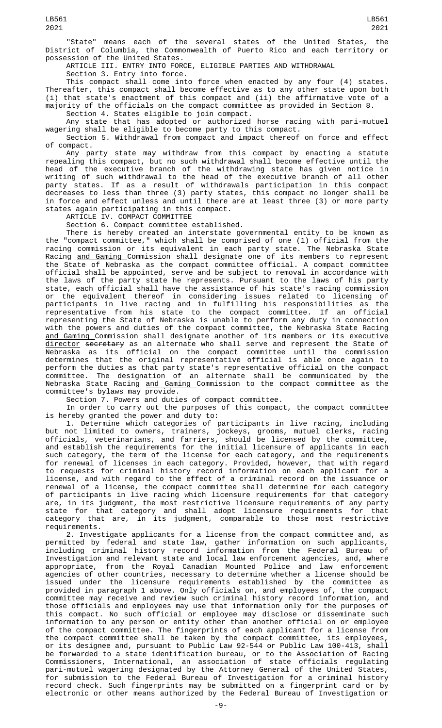"State" means each of the several states of the United States, the District of Columbia, the Commonwealth of Puerto Rico and each territory or possession of the United States.

ARTICLE III. ENTRY INTO FORCE, ELIGIBLE PARTIES AND WITHDRAWAL

Section 3. Entry into force.

This compact shall come into force when enacted by any four (4) states. Thereafter, this compact shall become effective as to any other state upon both (i) that state's enactment of this compact and (ii) the affirmative vote of a majority of the officials on the compact committee as provided in Section 8.

Section 4. States eligible to join compact.

Any state that has adopted or authorized horse racing with pari-mutuel wagering shall be eligible to become party to this compact.

Section 5. Withdrawal from compact and impact thereof on force and effect of compact.

Any party state may withdraw from this compact by enacting a statute repealing this compact, but no such withdrawal shall become effective until the head of the executive branch of the withdrawing state has given notice in writing of such withdrawal to the head of the executive branch of all other party states. If as a result of withdrawals participation in this compact decreases to less than three (3) party states, this compact no longer shall be in force and effect unless and until there are at least three (3) or more party states again participating in this compact.

ARTICLE IV. COMPACT COMMITTEE

Section 6. Compact committee established.

There is hereby created an interstate governmental entity to be known as the "compact committee," which shall be comprised of one (1) official from the racing commission or its equivalent in each party state. The Nebraska State Racing and Gaming Commission shall designate one of its members to represent the State of Nebraska as the compact committee official. A compact committee official shall be appointed, serve and be subject to removal in accordance with the laws of the party state he represents. Pursuant to the laws of his party state, each official shall have the assistance of his state's racing commission or the equivalent thereof in considering issues related to licensing of participants in live racing and in fulfilling his responsibilities as the representative from his state to the compact committee. If an official representing the State of Nebraska is unable to perform any duty in connection with the powers and duties of the compact committee, the Nebraska State Racing and Gaming Commission shall designate another of its members or its executive director ~~secretary~~ as an alternate who shall serve and represent the State of Nebraska as its official on the compact committee until the commission determines that the original representative official is able once again to perform the duties as that party state's representative official on the compact committee. The designation of an alternate shall be communicated by the Nebraska State Racing and Gaming Commission to the compact committee as the committee's bylaws may provide.

Section 7. Powers and duties of compact committee.

In order to carry out the purposes of this compact, the compact committee is hereby granted the power and duty to:

1. Determine which categories of participants in live racing, including but not limited to owners, trainers, jockeys, grooms, mutuel clerks, racing officials, veterinarians, and farriers, should be licensed by the committee, and establish the requirements for the initial licensure of applicants in each such category, the term of the license for each category, and the requirements for renewal of licenses in each category. Provided, however, that with regard to requests for criminal history record information on each applicant for a license, and with regard to the effect of a criminal record on the issuance or renewal of a license, the compact committee shall determine for each category of participants in live racing which licensure requirements for that category are, in its judgment, the most restrictive licensure requirements of any party state for that category and shall adopt licensure requirements for that category that are, in its judgment, comparable to those most restrictive requirements.

2. Investigate applicants for a license from the compact committee and, as permitted by federal and state law, gather information on such applicants, including criminal history record information from the Federal Bureau of Investigation and relevant state and local law enforcement agencies, and, where appropriate, from the Royal Canadian Mounted Police and law enforcement agencies of other countries, necessary to determine whether a license should be issued under the licensure requirements established by the committee as provided in paragraph 1 above. Only officials on, and employees of, the compact committee may receive and review such criminal history record information, and those officials and employees may use that information only for the purposes of this compact. No such official or employee may disclose or disseminate such information to any person or entity other than another official on or employee of the compact committee. The fingerprints of each applicant for a license from the compact committee shall be taken by the compact committee, its employees, or its designee and, pursuant to Public Law 92-544 or Public Law 100-413, shall be forwarded to a state identification bureau, or to the Association of Racing Commissioners, International, an association of state officials regulating pari-mutuel wagering designated by the Attorney General of the United States, for submission to the Federal Bureau of Investigation for a criminal history record check. Such fingerprints may be submitted on a fingerprint card or by electronic or other means authorized by the Federal Bureau of Investigation or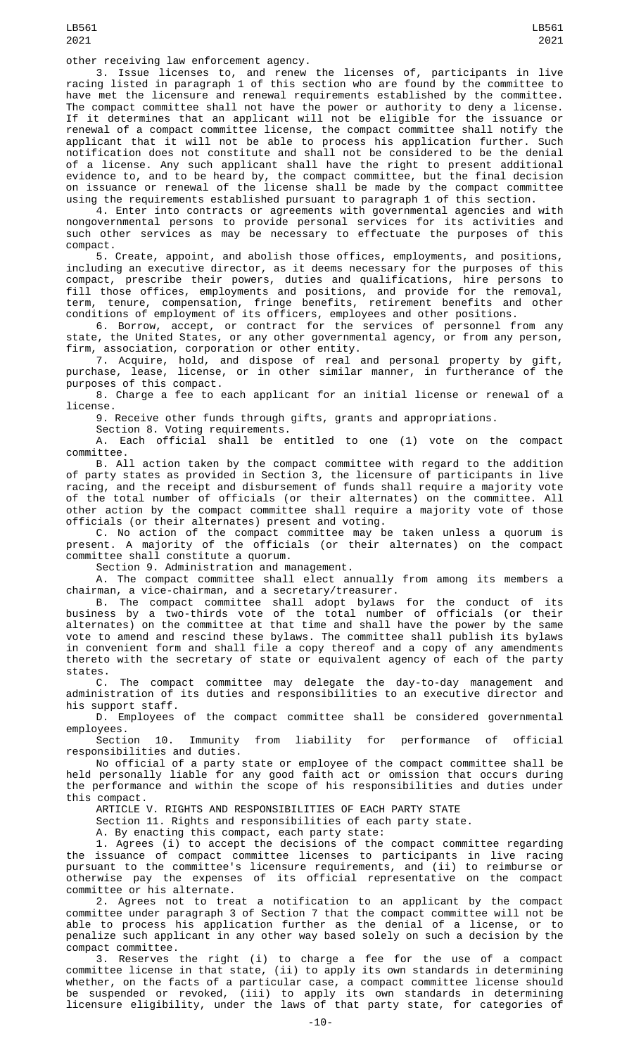other receiving law enforcement agency.

3. Issue licenses to, and renew the licenses of, participants in live racing listed in paragraph 1 of this section who are found by the committee to have met the licensure and renewal requirements established by the committee. The compact committee shall not have the power or authority to deny a license. If it determines that an applicant will not be eligible for the issuance or renewal of a compact committee license, the compact committee shall notify the applicant that it will not be able to process his application further. Such notification does not constitute and shall not be considered to be the denial of a license. Any such applicant shall have the right to present additional evidence to, and to be heard by, the compact committee, but the final decision on issuance or renewal of the license shall be made by the compact committee using the requirements established pursuant to paragraph 1 of this section.

4. Enter into contracts or agreements with governmental agencies and with nongovernmental persons to provide personal services for its activities and such other services as may be necessary to effectuate the purposes of this compact.

5. Create, appoint, and abolish those offices, employments, and positions, including an executive director, as it deems necessary for the purposes of this compact, prescribe their powers, duties and qualifications, hire persons to fill those offices, employments and positions, and provide for the removal, term, tenure, compensation, fringe benefits, retirement benefits and other conditions of employment of its officers, employees and other positions.

6. Borrow, accept, or contract for the services of personnel from any state, the United States, or any other governmental agency, or from any person, firm, association, corporation or other entity.

7. Acquire, hold, and dispose of real and personal property by gift, purchase, lease, license, or in other similar manner, in furtherance of the purposes of this compact.

8. Charge a fee to each applicant for an initial license or renewal of a license.

9. Receive other funds through gifts, grants and appropriations.

Section 8. Voting requirements.

A. Each official shall be entitled to one (1) vote on the compact committee.

B. All action taken by the compact committee with regard to the addition of party states as provided in Section 3, the licensure of participants in live racing, and the receipt and disbursement of funds shall require a majority vote of the total number of officials (or their alternates) on the committee. All other action by the compact committee shall require a majority vote of those officials (or their alternates) present and voting.

C. No action of the compact committee may be taken unless a quorum is present. A majority of the officials (or their alternates) on the compact committee shall constitute a quorum.

Section 9. Administration and management.

A. The compact committee shall elect annually from among its members a chairman, a vice-chairman, and a secretary/treasurer.

B. The compact committee shall adopt bylaws for the conduct of its business by a two-thirds vote of the total number of officials (or their alternates) on the committee at that time and shall have the power by the same vote to amend and rescind these bylaws. The committee shall publish its bylaws in convenient form and shall file a copy thereof and a copy of any amendments thereto with the secretary of state or equivalent agency of each of the party states.

C. The compact committee may delegate the day-to-day management and administration of its duties and responsibilities to an executive director and his support staff.

D. Employees of the compact committee shall be considered governmental employees.

Section 10. Immunity from liability for performance of official responsibilities and duties.

No official of a party state or employee of the compact committee shall be held personally liable for any good faith act or omission that occurs during the performance and within the scope of his responsibilities and duties under this compact.

ARTICLE V. RIGHTS AND RESPONSIBILITIES OF EACH PARTY STATE

Section 11. Rights and responsibilities of each party state.

A. By enacting this compact, each party state:

1. Agrees (i) to accept the decisions of the compact committee regarding the issuance of compact committee licenses to participants in live racing pursuant to the committee's licensure requirements, and (ii) to reimburse or otherwise pay the expenses of its official representative on the compact committee or his alternate.

2. Agrees not to treat a notification to an applicant by the compact committee under paragraph 3 of Section 7 that the compact committee will not be able to process his application further as the denial of a license, or to penalize such applicant in any other way based solely on such a decision by the compact committee.

3. Reserves the right (i) to charge a fee for the use of a compact committee license in that state, (ii) to apply its own standards in determining whether, on the facts of a particular case, a compact committee license should be suspended or revoked, (iii) to apply its own standards in determining licensure eligibility, under the laws of that party state, for categories of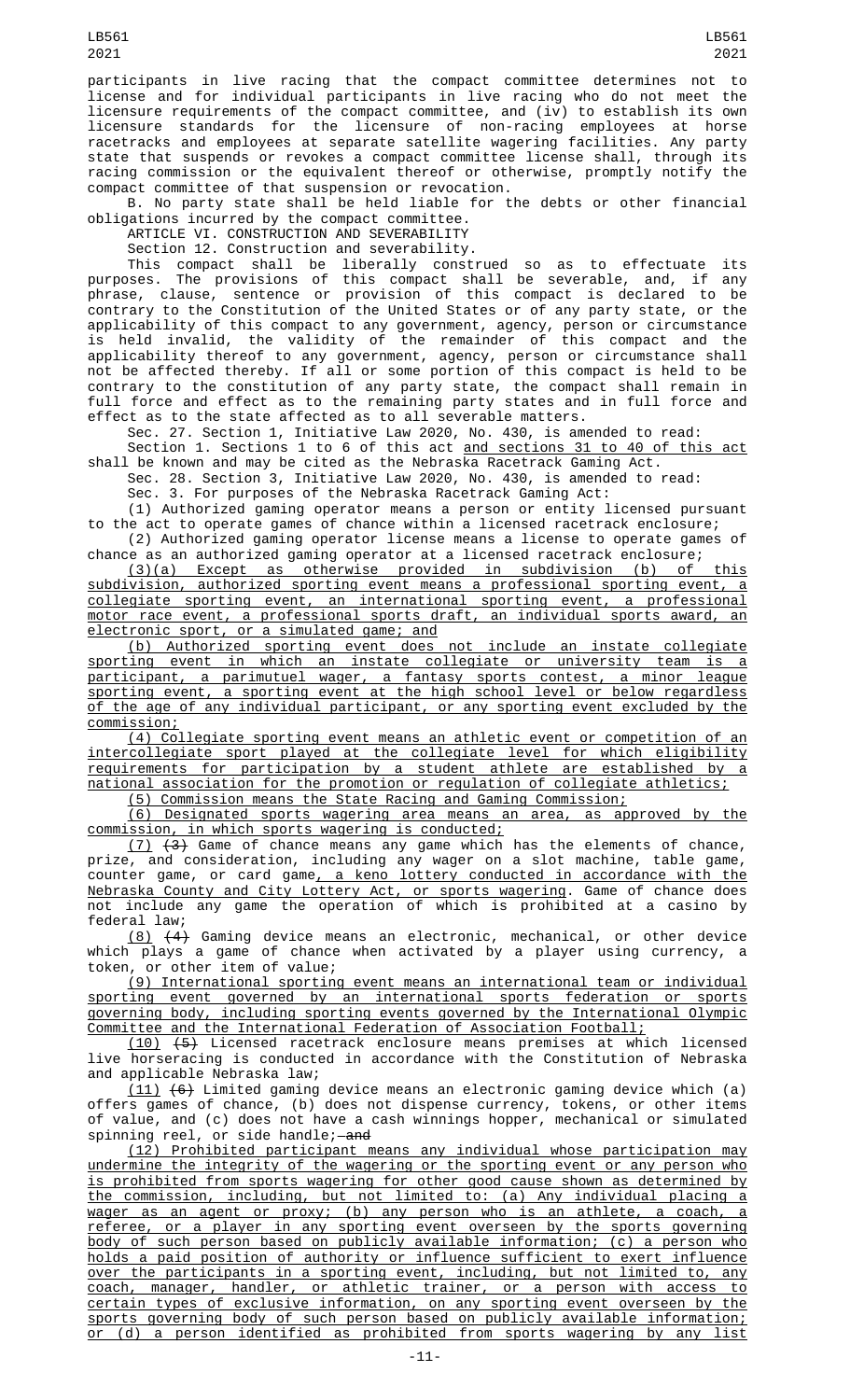participants in live racing that the compact committee determines not to license and for individual participants in live racing who do not meet the licensure requirements of the compact committee, and (iv) to establish its own licensure standards for the licensure of non-racing employees at horse racetracks and employees at separate satellite wagering facilities. Any party state that suspends or revokes a compact committee license shall, through its racing commission or the equivalent thereof or otherwise, promptly notify the compact committee of that suspension or revocation.

B. No party state shall be held liable for the debts or other financial obligations incurred by the compact committee.

ARTICLE VI. CONSTRUCTION AND SEVERABILITY

Section 12. Construction and severability.

This compact shall be liberally construed so as to effectuate its purposes. The provisions of this compact shall be severable, and, if any phrase, clause, sentence or provision of this compact is declared to be contrary to the Constitution of the United States or of any party state, or the applicability of this compact to any government, agency, person or circumstance is held invalid, the validity of the remainder of this compact and the applicability thereof to any government, agency, person or circumstance shall not be affected thereby. If all or some portion of this compact is held to be contrary to the constitution of any party state, the compact shall remain in full force and effect as to the remaining party states and in full force and effect as to the state affected as to all severable matters.

Sec. 27. Section 1, Initiative Law 2020, No. 430, is amended to read:

Section 1. Sections 1 to 6 of this act and sections 31 to 40 of this act shall be known and may be cited as the Nebraska Racetrack Gaming Act.

Sec. 28. Section 3, Initiative Law 2020, No. 430, is amended to read:

Sec. 3. For purposes of the Nebraska Racetrack Gaming Act:

(1) Authorized gaming operator means a person or entity licensed pursuant to the act to operate games of chance within a licensed racetrack enclosure;

(2) Authorized gaming operator license means a license to operate games of chance as an authorized gaming operator at a licensed racetrack enclosure;

(3)(a) Except as otherwise provided in subdivision (b) of this subdivision, authorized sporting event means a professional sporting event, a collegiate sporting event, an international sporting event, a professional motor race event, a professional sports draft, an individual sports award, an electronic sport, or a simulated game; and

(b) Authorized sporting event does not include an instate collegiate sporting event in which an instate collegiate or university team is a participant, a parimutuel wager, a fantasy sports contest, a minor league sporting event, a sporting event at the high school level or below regardless of the age of any individual participant, or any sporting event excluded by the commission;

(4) Collegiate sporting event means an athletic event or competition of an intercollegiate sport played at the collegiate level for which eligibility requirements for participation by a student athlete are established by a national association for the promotion or regulation of collegiate athletics;

(5) Commission means the State Racing and Gaming Commission;

(6) Designated sports wagering area means an area, as approved by the commission, in which sports wagering is conducted;

(7) ~~(3)~~ Game of chance means any game which has the elements of chance, prize, and consideration, including any wager on a slot machine, table game, counter game, or card game, a keno lottery conducted in accordance with the Nebraska County and City Lottery Act, or sports wagering. Game of chance does not include any game the operation of which is prohibited at a casino by federal law;

(8) ~~(4)~~ Gaming device means an electronic, mechanical, or other device which plays a game of chance when activated by a player using currency, a token, or other item of value;

(9) International sporting event means an international team or individual sporting event governed by an international sports federation or sports governing body, including sporting events governed by the International Olympic Committee and the International Federation of Association Football;

(10) ~~(5)~~ Licensed racetrack enclosure means premises at which licensed live horseracing is conducted in accordance with the Constitution of Nebraska and applicable Nebraska law;

(11) ~~(6)~~ Limited gaming device means an electronic gaming device which (a) offers games of chance, (b) does not dispense currency, tokens, or other items of value, and (c) does not have a cash winnings hopper, mechanical or simulated spinning reel, or side handle; ~~and~~

(12) Prohibited participant means any individual whose participation may undermine the integrity of the wagering or the sporting event or any person who is prohibited from sports wagering for other good cause shown as determined by the commission, including, but not limited to: (a) Any individual placing a wager as an agent or proxy; (b) any person who is an athlete, a coach, a referee, or a player in any sporting event overseen by the sports governing body of such person based on publicly available information; (c) a person who holds a paid position of authority or influence sufficient to exert influence over the participants in a sporting event, including, but not limited to, any coach, manager, handler, or athletic trainer, or a person with access to certain types of exclusive information, on any sporting event overseen by the sports governing body of such person based on publicly available information; or (d) a person identified as prohibited from sports wagering by any list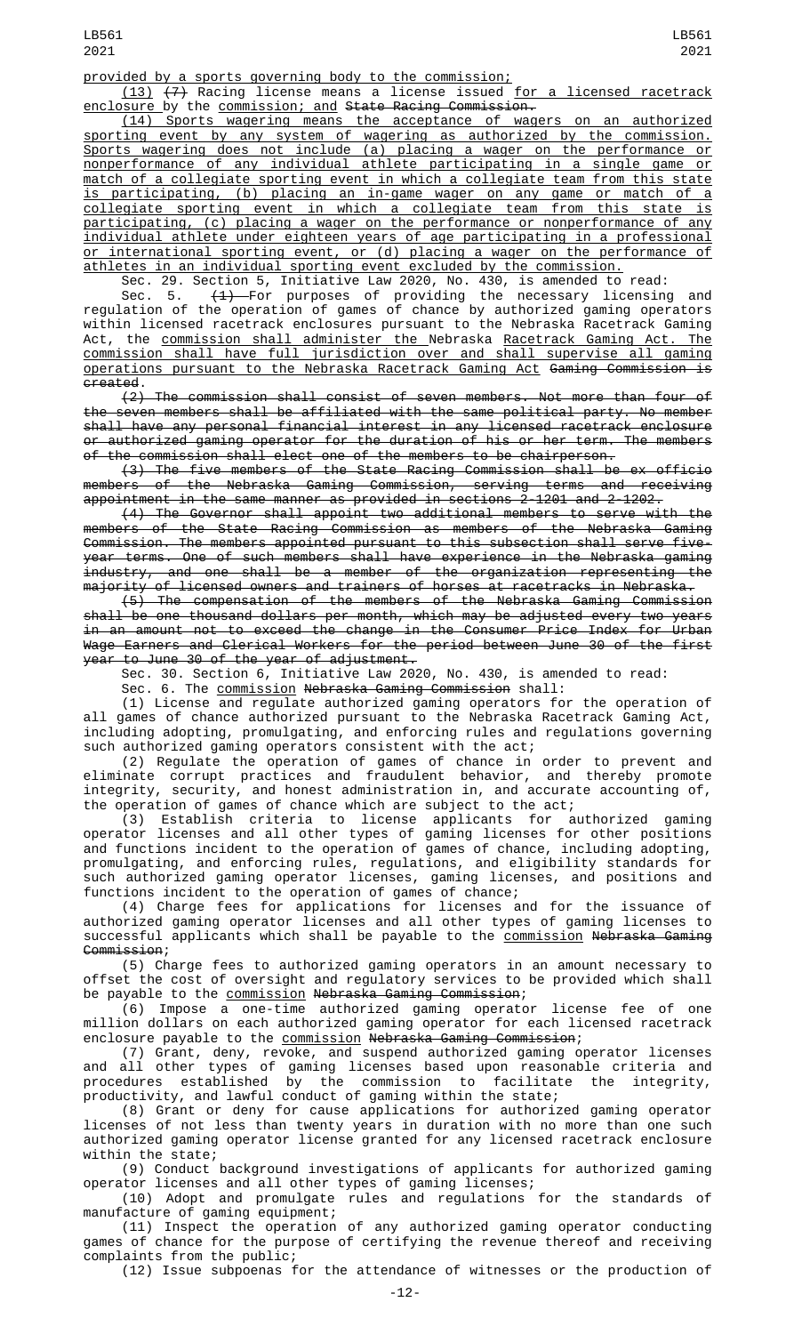provided by a sports governing body to the commission;

(13) (7) Racing license means a license issued for a licensed racetrack enclosure by the commission; and State Racing Commission.

(14) Sports wagering means the acceptance of wagers on an authorized sporting event by any system of wagering as authorized by the commission. Sports wagering does not include (a) placing a wager on the performance or nonperformance of any individual athlete participating in a single game or match of a collegiate sporting event in which a collegiate team from this state is participating, (b) placing an in-game wager on any game or match of a collegiate sporting event in which a collegiate team from this state is participating, (c) placing a wager on the performance or nonperformance of any individual athlete under eighteen years of age participating in a professional or international sporting event, or (d) placing a wager on the performance of athletes in an individual sporting event excluded by the commission.

Sec. 29. Section 5, Initiative Law 2020, No. 430, is amended to read:

Sec. 5. (1) For purposes of providing the necessary licensing and regulation of the operation of games of chance by authorized gaming operators within licensed racetrack enclosures pursuant to the Nebraska Racetrack Gaming Act, the commission shall administer the Nebraska Racetrack Gaming Act. The commission shall have full jurisdiction over and shall supervise all gaming operations pursuant to the Nebraska Racetrack Gaming Act Gaming Commission is created.

(2) The commission shall consist of seven members. Not more than four of the seven members shall be affiliated with the same political party. No member shall have any personal financial interest in any licensed racetrack enclosure or authorized gaming operator for the duration of his or her term. The members of the commission shall elect one of the members to be chairperson.

(3) The five members of the State Racing Commission shall be ex officio members of the Nebraska Gaming Commission, serving terms and receiving appointment in the same manner as provided in sections 2-1201 and 2-1202.

(4) The Governor shall appoint two additional members to serve with the members of the State Racing Commission as members of the Nebraska Gaming Commission. The members appointed pursuant to this subsection shall serve five-year terms. One of such members shall have experience in the Nebraska gaming industry, and one shall be a member of the organization representing the majority of licensed owners and trainers of horses at racetracks in Nebraska.

(5) The compensation of the members of the Nebraska Gaming Commission shall be one thousand dollars per month, which may be adjusted every two years in an amount not to exceed the change in the Consumer Price Index for Urban Wage Earners and Clerical Workers for the period between June 30 of the first year to June 30 of the year of adjustment.

Sec. 30. Section 6, Initiative Law 2020, No. 430, is amended to read:

Sec. 6. The commission Nebraska Gaming Commission shall:

(1) License and regulate authorized gaming operators for the operation of all games of chance authorized pursuant to the Nebraska Racetrack Gaming Act, including adopting, promulgating, and enforcing rules and regulations governing such authorized gaming operators consistent with the act;

(2) Regulate the operation of games of chance in order to prevent and eliminate corrupt practices and fraudulent behavior, and thereby promote integrity, security, and honest administration in, and accurate accounting of, the operation of games of chance which are subject to the act;

(3) Establish criteria to license applicants for authorized gaming operator licenses and all other types of gaming licenses for other positions and functions incident to the operation of games of chance, including adopting, promulgating, and enforcing rules, regulations, and eligibility standards for such authorized gaming operator licenses, gaming licenses, and positions and functions incident to the operation of games of chance;

(4) Charge fees for applications for licenses and for the issuance of authorized gaming operator licenses and all other types of gaming licenses to successful applicants which shall be payable to the commission Nebraska Gaming Commission;

(5) Charge fees to authorized gaming operators in an amount necessary to offset the cost of oversight and regulatory services to be provided which shall be payable to the commission Nebraska Gaming Commission;

(6) Impose a one-time authorized gaming operator license fee of one million dollars on each authorized gaming operator for each licensed racetrack enclosure payable to the commission Nebraska Gaming Commission;

(7) Grant, deny, revoke, and suspend authorized gaming operator licenses and all other types of gaming licenses based upon reasonable criteria and procedures established by the commission to facilitate the integrity, productivity, and lawful conduct of gaming within the state;

(8) Grant or deny for cause applications for authorized gaming operator licenses of not less than twenty years in duration with no more than one such authorized gaming operator license granted for any licensed racetrack enclosure within the state;

(9) Conduct background investigations of applicants for authorized gaming operator licenses and all other types of gaming licenses;

(10) Adopt and promulgate rules and regulations for the standards of manufacture of gaming equipment;

(11) Inspect the operation of any authorized gaming operator conducting games of chance for the purpose of certifying the revenue thereof and receiving complaints from the public;

(12) Issue subpoenas for the attendance of witnesses or the production of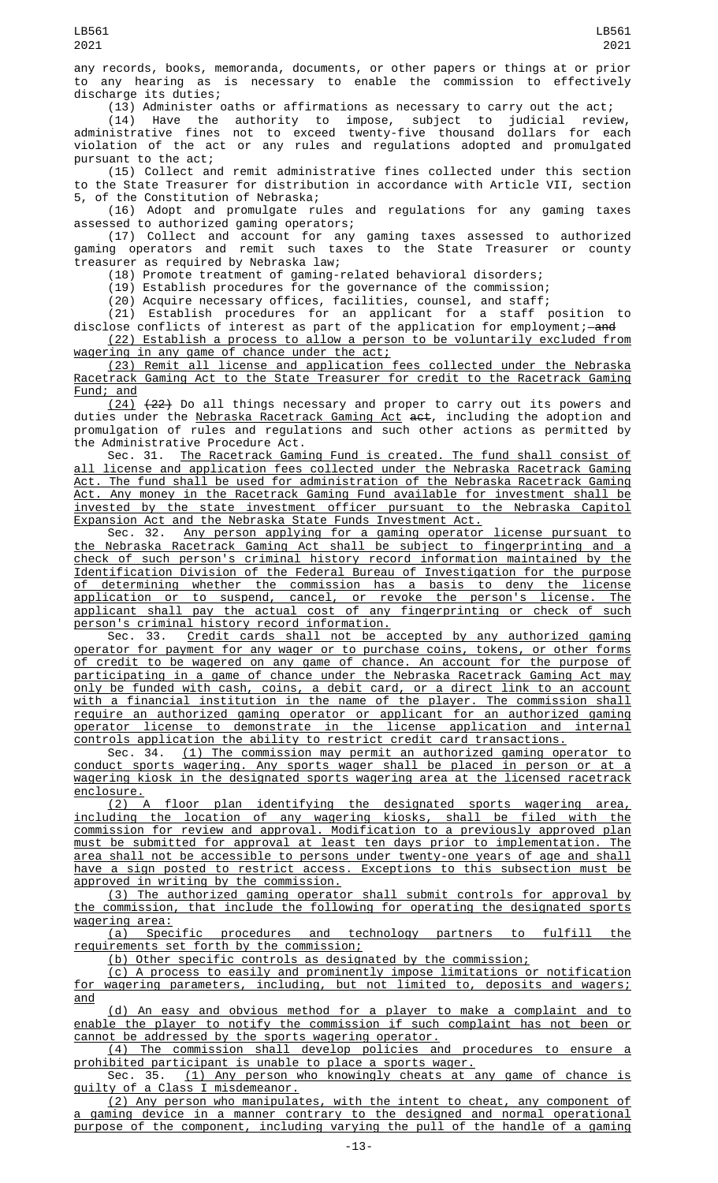any records, books, memoranda, documents, or other papers or things at or prior to any hearing as is necessary to enable the commission to effectively discharge its duties;

(13) Administer oaths or affirmations as necessary to carry out the act;

(14) Have the authority to impose, subject to judicial review, administrative fines not to exceed twenty-five thousand dollars for each violation of the act or any rules and regulations adopted and promulgated pursuant to the act;

(15) Collect and remit administrative fines collected under this section to the State Treasurer for distribution in accordance with Article VII, section 5, of the Constitution of Nebraska;

(16) Adopt and promulgate rules and regulations for any gaming taxes assessed to authorized gaming operators;

(17) Collect and account for any gaming taxes assessed to authorized gaming operators and remit such taxes to the State Treasurer or county treasurer as required by Nebraska law;

(18) Promote treatment of gaming-related behavioral disorders;

(19) Establish procedures for the governance of the commission;

(20) Acquire necessary offices, facilities, counsel, and staff;

(21) Establish procedures for an applicant for a staff position to disclose conflicts of interest as part of the application for employment; ~~and~~

(22) Establish a process to allow a person to be voluntarily excluded from wagering in any game of chance under the act;

(23) Remit all license and application fees collected under the Nebraska Racetrack Gaming Act to the State Treasurer for credit to the Racetrack Gaming Fund; and

(24) ~~(22)~~ Do all things necessary and proper to carry out its powers and duties under the Nebraska Racetrack Gaming Act ~~act~~, including the adoption and promulgation of rules and regulations and such other actions as permitted by the Administrative Procedure Act.

Sec. 31. The Racetrack Gaming Fund is created. The fund shall consist of all license and application fees collected under the Nebraska Racetrack Gaming Act. The fund shall be used for administration of the Nebraska Racetrack Gaming Act. Any money in the Racetrack Gaming Fund available for investment shall be invested by the state investment officer pursuant to the Nebraska Capitol Expansion Act and the Nebraska State Funds Investment Act.

Sec. 32. Any person applying for a gaming operator license pursuant to the Nebraska Racetrack Gaming Act shall be subject to fingerprinting and a check of such person's criminal history record information maintained by the Identification Division of the Federal Bureau of Investigation for the purpose of determining whether the commission has a basis to deny the license application or to suspend, cancel, or revoke the person's license. The applicant shall pay the actual cost of any fingerprinting or check of such person's criminal history record information.

Sec. 33. Credit cards shall not be accepted by any authorized gaming operator for payment for any wager or to purchase coins, tokens, or other forms of credit to be wagered on any game of chance. An account for the purpose of participating in a game of chance under the Nebraska Racetrack Gaming Act may only be funded with cash, coins, a debit card, or a direct link to an account with a financial institution in the name of the player. The commission shall require an authorized gaming operator or applicant for an authorized gaming operator license to demonstrate in the license application and internal controls application the ability to restrict credit card transactions.

Sec. 34. (1) The commission may permit an authorized gaming operator to conduct sports wagering. Any sports wager shall be placed in person or at a wagering kiosk in the designated sports wagering area at the licensed racetrack enclosure.

(2) A floor plan identifying the designated sports wagering area, including the location of any wagering kiosks, shall be filed with the commission for review and approval. Modification to a previously approved plan must be submitted for approval at least ten days prior to implementation. The area shall not be accessible to persons under twenty-one years of age and shall have a sign posted to restrict access. Exceptions to this subsection must be approved in writing by the commission.

(3) The authorized gaming operator shall submit controls for approval by the commission, that include the following for operating the designated sports wagering area:

(a) Specific procedures and technology partners to fulfill the requirements set forth by the commission;

(b) Other specific controls as designated by the commission;

(c) A process to easily and prominently impose limitations or notification for wagering parameters, including, but not limited to, deposits and wagers; and

(d) An easy and obvious method for a player to make a complaint and to enable the player to notify the commission if such complaint has not been or cannot be addressed by the sports wagering operator.

(4) The commission shall develop policies and procedures to ensure a prohibited participant is unable to place a sports wager.

Sec. 35. (1) Any person who knowingly cheats at any game of chance is guilty of a Class I misdemeanor.

(2) Any person who manipulates, with the intent to cheat, any component of a gaming device in a manner contrary to the designed and normal operational purpose of the component, including varying the pull of the handle of a gaming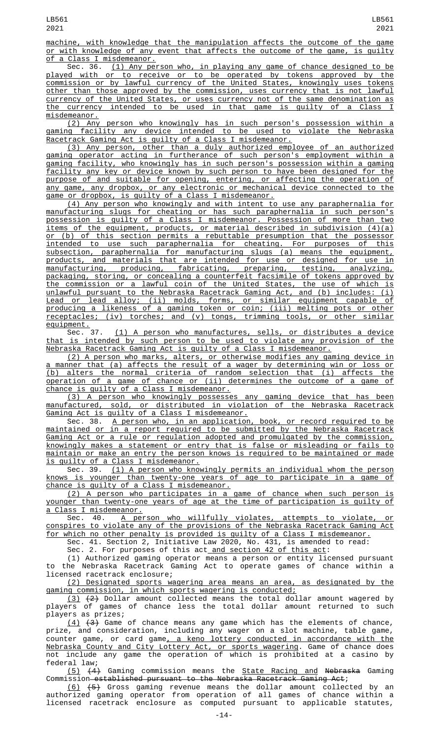machine, with knowledge that the manipulation affects the outcome of the game or with knowledge of any event that affects the outcome of the game, is guilty of a Class I misdemeanor.

Sec. 36. (1) Any person who, in playing any game of chance designed to be played with or to receive or to be operated by tokens approved by the commission or by lawful currency of the United States, knowingly uses tokens other than those approved by the commission, uses currency that is not lawful currency of the United States, or uses currency not of the same denomination as the currency intended to be used in that game is guilty of a Class I misdemeanor.

(2) Any person who knowingly has in such person's possession within a gaming facility any device intended to be used to violate the Nebraska Racetrack Gaming Act is guilty of a Class I misdemeanor.

(3) Any person, other than a duly authorized employee of an authorized gaming operator acting in furtherance of such person's employment within a gaming facility, who knowingly has in such person's possession within a gaming facility any key or device known by such person to have been designed for the purpose of and suitable for opening, entering, or affecting the operation of any game, any dropbox, or any electronic or mechanical device connected to the game or dropbox, is guilty of a Class I misdemeanor.

(4) Any person who knowingly and with intent to use any paraphernalia for manufacturing slugs for cheating or has such paraphernalia in such person's possession is guilty of a Class I misdemeanor. Possession of more than two items of the equipment, products, or material described in subdivision (4)(a) or (b) of this section permits a rebuttable presumption that the possessor intended to use such paraphernalia for cheating. For purposes of this subsection, paraphernalia for manufacturing slugs (a) means the equipment, products, and materials that are intended for use or designed for use in manufacturing, producing, fabricating, preparing, testing, analyzing, packaging, storing, or concealing a counterfeit facsimile of tokens approved by the commission or a lawful coin of the United States, the use of which is unlawful pursuant to the Nebraska Racetrack Gaming Act, and (b) includes: (i) Lead or lead alloy; (ii) molds, forms, or similar equipment capable of producing a likeness of a gaming token or coin; (iii) melting pots or other receptacles; (iv) torches; and (v) tongs, trimming tools, or other similar equipment.

Sec. 37. (1) A person who manufactures, sells, or distributes a device that is intended by such person to be used to violate any provision of the Nebraska Racetrack Gaming Act is guilty of a Class I misdemeanor.

(2) A person who marks, alters, or otherwise modifies any gaming device in a manner that (a) affects the result of a wager by determining win or loss or (b) alters the normal criteria of random selection that (i) affects the operation of a game of chance or (ii) determines the outcome of a game of chance is guilty of a Class I misdemeanor.

(3) A person who knowingly possesses any gaming device that has been manufactured, sold, or distributed in violation of the Nebraska Racetrack Gaming Act is guilty of a Class I misdemeanor.

Sec. 38. A person who, in an application, book, or record required to be maintained or in a report required to be submitted by the Nebraska Racetrack Gaming Act or a rule or regulation adopted and promulgated by the commission, knowingly makes a statement or entry that is false or misleading or fails to maintain or make an entry the person knows is required to be maintained or made is guilty of a Class I misdemeanor.

Sec. 39. (1) A person who knowingly permits an individual whom the person knows is younger than twenty-one years of age to participate in a game of chance is guilty of a Class I misdemeanor.

(2) A person who participates in a game of chance when such person is younger than twenty-one years of age at the time of participation is guilty of a Class I misdemeanor.

Sec. 40. A person who willfully violates, attempts to violate, or conspires to violate any of the provisions of the Nebraska Racetrack Gaming Act for which no other penalty is provided is guilty of a Class I misdemeanor.

Sec. 41. Section 2, Initiative Law 2020, No. 431, is amended to read:

Sec. 2. For purposes of this act and section 42 of this act:

(1) Authorized gaming operator means a person or entity licensed pursuant to the Nebraska Racetrack Gaming Act to operate games of chance within a licensed racetrack enclosure;

(2) Designated sports wagering area means an area, as designated by the gaming commission, in which sports wagering is conducted;

(3) ~~(2)~~ Dollar amount collected means the total dollar amount wagered by players of games of chance less the total dollar amount returned to such players as prizes;

(4) ~~(3)~~ Game of chance means any game which has the elements of chance, prize, and consideration, including any wager on a slot machine, table game, counter game, or card game, a keno lottery conducted in accordance with the Nebraska County and City Lottery Act, or sports wagering. Game of chance does not include any game the operation of which is prohibited at a casino by federal law;

(5) ~~(4)~~ Gaming commission means the State Racing and ~~Nebraska~~ Gaming Commission ~~established pursuant to the Nebraska Racetrack Gaming Act~~;

(6) ~~(5)~~ Gross gaming revenue means the dollar amount collected by an authorized gaming operator from operation of all games of chance within a licensed racetrack enclosure as computed pursuant to applicable statutes,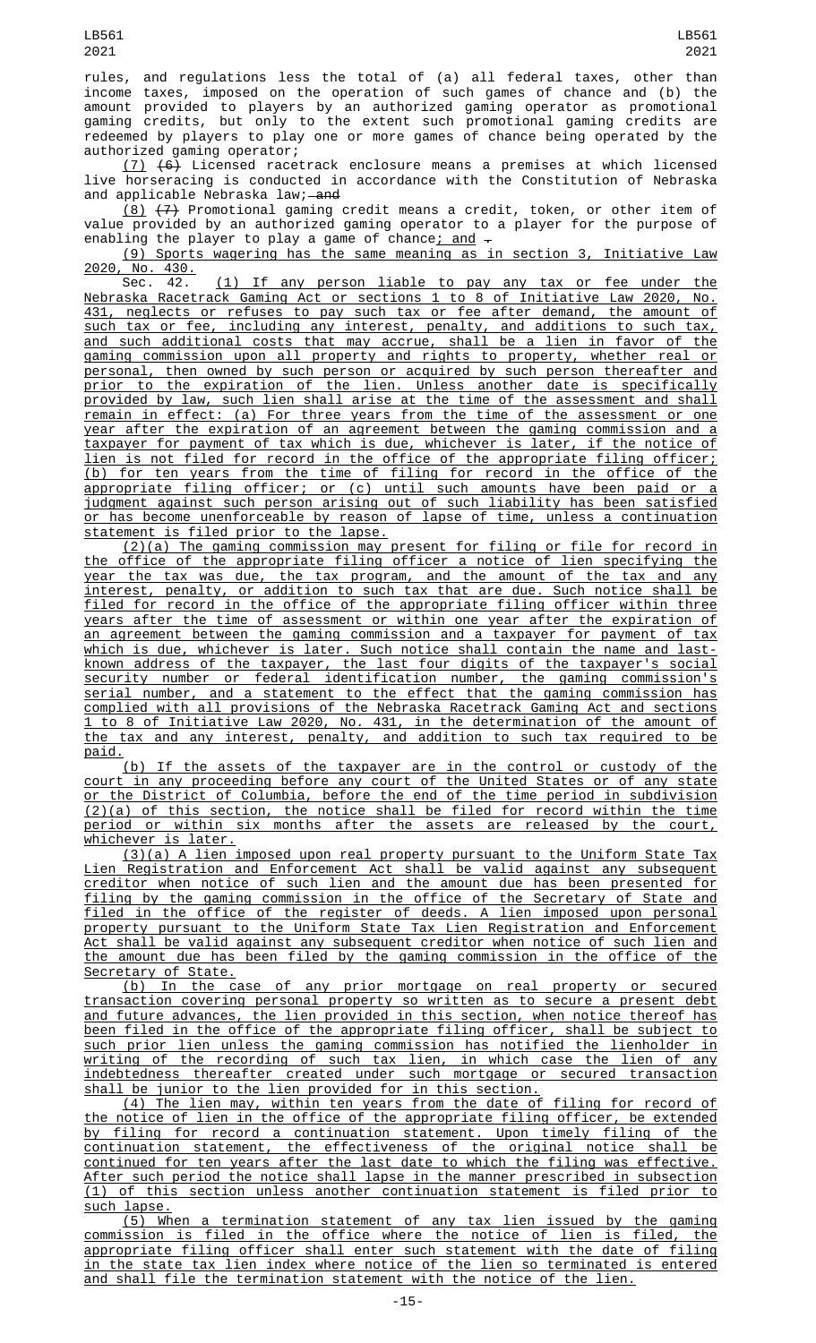rules, and regulations less the total of (a) all federal taxes, other than income taxes, imposed on the operation of such games of chance and (b) the amount provided to players by an authorized gaming operator as promotional gaming credits, but only to the extent such promotional gaming credits are redeemed by players to play one or more games of chance being operated by the authorized gaming operator;

(7) ~~(6)~~ Licensed racetrack enclosure means a premises at which licensed live horseracing is conducted in accordance with the Constitution of Nebraska and applicable Nebraska law; ~~and~~

(8) ~~(7)~~ Promotional gaming credit means a credit, token, or other item of value provided by an authorized gaming operator to a player for the purpose of enabling the player to play a game of chance; and ~~.~~

(9) Sports wagering has the same meaning as in section 3, Initiative Law 2020, No. 430.

Sec. 42. (1) If any person liable to pay any tax or fee under the Nebraska Racetrack Gaming Act or sections 1 to 8 of Initiative Law 2020, No. 431, neglects or refuses to pay such tax or fee after demand, the amount of such tax or fee, including any interest, penalty, and additions to such tax, and such additional costs that may accrue, shall be a lien in favor of the gaming commission upon all property and rights to property, whether real or personal, then owned by such person or acquired by such person thereafter and prior to the expiration of the lien. Unless another date is specifically provided by law, such lien shall arise at the time of the assessment and shall remain in effect: (a) For three years from the time of the assessment or one year after the expiration of an agreement between the gaming commission and a taxpayer for payment of tax which is due, whichever is later, if the notice of lien is not filed for record in the office of the appropriate filing officer; (b) for ten years from the time of filing for record in the office of the appropriate filing officer; or (c) until such amounts have been paid or a judgment against such person arising out of such liability has been satisfied or has become unenforceable by reason of lapse of time, unless a continuation statement is filed prior to the lapse.

(2)(a) The gaming commission may present for filing or file for record in the office of the appropriate filing officer a notice of lien specifying the year the tax was due, the tax program, and the amount of the tax and any interest, penalty, or addition to such tax that are due. Such notice shall be filed for record in the office of the appropriate filing officer within three years after the time of assessment or within one year after the expiration of an agreement between the gaming commission and a taxpayer for payment of tax which is due, whichever is later. Such notice shall contain the name and last-known address of the taxpayer, the last four digits of the taxpayer's social security number or federal identification number, the gaming commission's serial number, and a statement to the effect that the gaming commission has complied with all provisions of the Nebraska Racetrack Gaming Act and sections 1 to 8 of Initiative Law 2020, No. 431, in the determination of the amount of the tax and any interest, penalty, and addition to such tax required to be paid.

(b) If the assets of the taxpayer are in the control or custody of the court in any proceeding before any court of the United States or of any state or the District of Columbia, before the end of the time period in subdivision (2)(a) of this section, the notice shall be filed for record within the time period or within six months after the assets are released by the court, whichever is later.

(3)(a) A lien imposed upon real property pursuant to the Uniform State Tax Lien Registration and Enforcement Act shall be valid against any subsequent creditor when notice of such lien and the amount due has been presented for filing by the gaming commission in the office of the Secretary of State and filed in the office of the register of deeds. A lien imposed upon personal property pursuant to the Uniform State Tax Lien Registration and Enforcement Act shall be valid against any subsequent creditor when notice of such lien and the amount due has been filed by the gaming commission in the office of the Secretary of State.

(b) In the case of any prior mortgage on real property or secured transaction covering personal property so written as to secure a present debt and future advances, the lien provided in this section, when notice thereof has been filed in the office of the appropriate filing officer, shall be subject to such prior lien unless the gaming commission has notified the lienholder in writing of the recording of such tax lien, in which case the lien of any indebtedness thereafter created under such mortgage or secured transaction shall be junior to the lien provided for in this section.

(4) The lien may, within ten years from the date of filing for record of the notice of lien in the office of the appropriate filing officer, be extended by filing for record a continuation statement. Upon timely filing of the continuation statement, the effectiveness of the original notice shall be continued for ten years after the last date to which the filing was effective. After such period the notice shall lapse in the manner prescribed in subsection (1) of this section unless another continuation statement is filed prior to such lapse.

(5) When a termination statement of any tax lien issued by the gaming commission is filed in the office where the notice of lien is filed, the appropriate filing officer shall enter such statement with the date of filing in the state tax lien index where notice of the lien so terminated is entered and shall file the termination statement with the notice of the lien.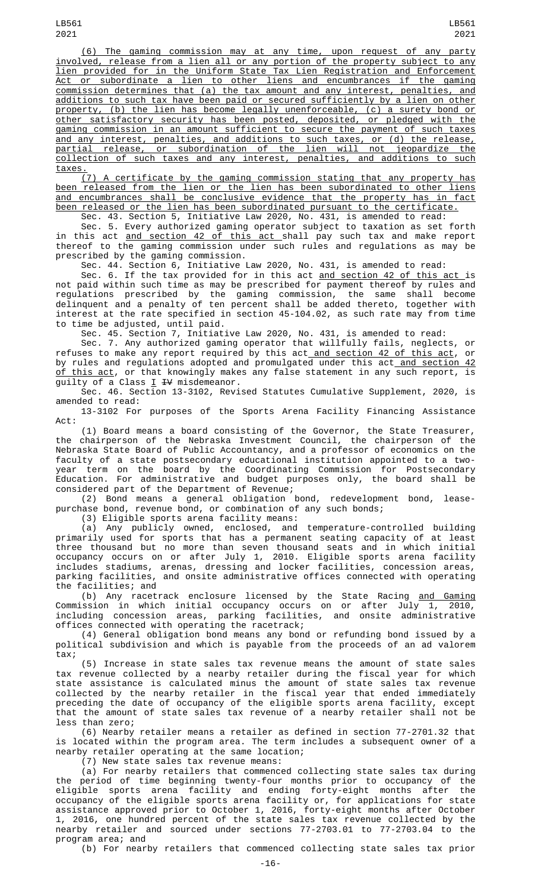(6) The gaming commission may at any time, upon request of any party involved, release from a lien all or any portion of the property subject to any lien provided for in the Uniform State Tax Lien Registration and Enforcement Act or subordinate a lien to other liens and encumbrances if the gaming commission determines that (a) the tax amount and any interest, penalties, and additions to such tax have been paid or secured sufficiently by a lien on other property, (b) the lien has become legally unenforceable, (c) a surety bond or other satisfactory security has been posted, deposited, or pledged with the gaming commission in an amount sufficient to secure the payment of such taxes and any interest, penalties, and additions to such taxes, or (d) the release, partial release, or subordination of the lien will not jeopardize the collection of such taxes and any interest, penalties, and additions to such taxes.

(7) A certificate by the gaming commission stating that any property has been released from the lien or the lien has been subordinated to other liens and encumbrances shall be conclusive evidence that the property has in fact been released or the lien has been subordinated pursuant to the certificate.

Sec. 43. Section 5, Initiative Law 2020, No. 431, is amended to read:

Sec. 5. Every authorized gaming operator subject to taxation as set forth in this act and section 42 of this act shall pay such tax and make report thereof to the gaming commission under such rules and regulations as may be prescribed by the gaming commission.

Sec. 44. Section 6, Initiative Law 2020, No. 431, is amended to read:

Sec. 6. If the tax provided for in this act and section 42 of this act is not paid within such time as may be prescribed for payment thereof by rules and regulations prescribed by the gaming commission, the same shall become delinquent and a penalty of ten percent shall be added thereto, together with interest at the rate specified in section 45-104.02, as such rate may from time to time be adjusted, until paid.

Sec. 45. Section 7, Initiative Law 2020, No. 431, is amended to read:

Sec. 7. Any authorized gaming operator that willfully fails, neglects, or refuses to make any report required by this act and section 42 of this act, or by rules and regulations adopted and promulgated under this act and section 42 of this act, or that knowingly makes any false statement in any such report, is guilty of a Class I ~~IV~~ misdemeanor.

Sec. 46. Section 13-3102, Revised Statutes Cumulative Supplement, 2020, is amended to read:

13-3102 For purposes of the Sports Arena Facility Financing Assistance Act:

(1) Board means a board consisting of the Governor, the State Treasurer, the chairperson of the Nebraska Investment Council, the chairperson of the Nebraska State Board of Public Accountancy, and a professor of economics on the faculty of a state postsecondary educational institution appointed to a two-year term on the board by the Coordinating Commission for Postsecondary Education. For administrative and budget purposes only, the board shall be considered part of the Department of Revenue;

(2) Bond means a general obligation bond, redevelopment bond, lease-purchase bond, revenue bond, or combination of any such bonds;

(3) Eligible sports arena facility means:

(a) Any publicly owned, enclosed, and temperature-controlled building primarily used for sports that has a permanent seating capacity of at least three thousand but no more than seven thousand seats and in which initial occupancy occurs on or after July 1, 2010. Eligible sports arena facility includes stadiums, arenas, dressing and locker facilities, concession areas, parking facilities, and onsite administrative offices connected with operating the facilities; and

(b) Any racetrack enclosure licensed by the State Racing and Gaming Commission in which initial occupancy occurs on or after July 1, 2010, including concession areas, parking facilities, and onsite administrative offices connected with operating the racetrack;

(4) General obligation bond means any bond or refunding bond issued by a political subdivision and which is payable from the proceeds of an ad valorem tax;

(5) Increase in state sales tax revenue means the amount of state sales tax revenue collected by a nearby retailer during the fiscal year for which state assistance is calculated minus the amount of state sales tax revenue collected by the nearby retailer in the fiscal year that ended immediately preceding the date of occupancy of the eligible sports arena facility, except that the amount of state sales tax revenue of a nearby retailer shall not be less than zero;

(6) Nearby retailer means a retailer as defined in section 77-2701.32 that is located within the program area. The term includes a subsequent owner of a nearby retailer operating at the same location;

(7) New state sales tax revenue means:

(a) For nearby retailers that commenced collecting state sales tax during the period of time beginning twenty-four months prior to occupancy of the eligible sports arena facility and ending forty-eight months after the occupancy of the eligible sports arena facility or, for applications for state assistance approved prior to October 1, 2016, forty-eight months after October 1, 2016, one hundred percent of the state sales tax revenue collected by the nearby retailer and sourced under sections 77-2703.01 to 77-2703.04 to the program area; and

(b) For nearby retailers that commenced collecting state sales tax prior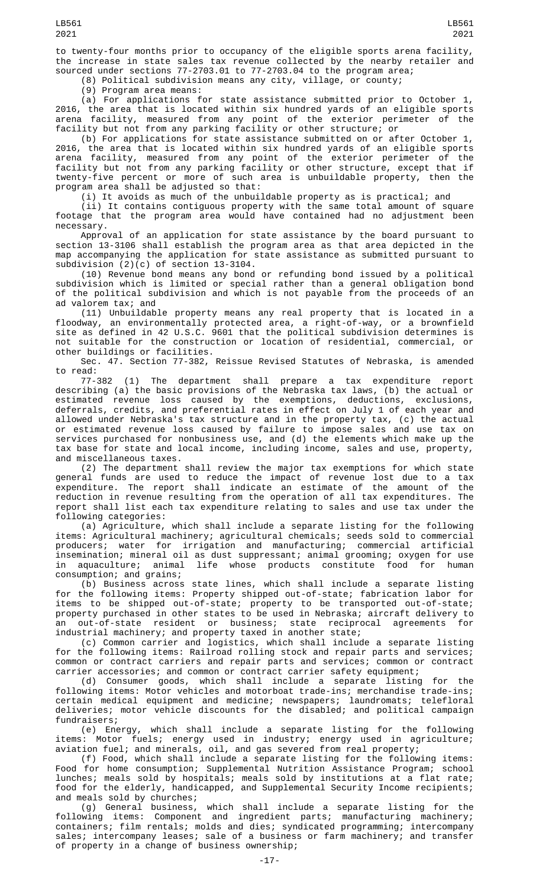to twenty-four months prior to occupancy of the eligible sports arena facility, the increase in state sales tax revenue collected by the nearby retailer and sourced under sections 77-2703.01 to 77-2703.04 to the program area;

(8) Political subdivision means any city, village, or county;

(9) Program area means:

(a) For applications for state assistance submitted prior to October 1, 2016, the area that is located within six hundred yards of an eligible sports arena facility, measured from any point of the exterior perimeter of the facility but not from any parking facility or other structure; or

(b) For applications for state assistance submitted on or after October 1, 2016, the area that is located within six hundred yards of an eligible sports arena facility, measured from any point of the exterior perimeter of the facility but not from any parking facility or other structure, except that if twenty-five percent or more of such area is unbuildable property, then the program area shall be adjusted so that:

(i) It avoids as much of the unbuildable property as is practical; and

(ii) It contains contiguous property with the same total amount of square footage that the program area would have contained had no adjustment been necessary.

Approval of an application for state assistance by the board pursuant to section 13-3106 shall establish the program area as that area depicted in the map accompanying the application for state assistance as submitted pursuant to subdivision (2)(c) of section 13-3104.

(10) Revenue bond means any bond or refunding bond issued by a political subdivision which is limited or special rather than a general obligation bond of the political subdivision and which is not payable from the proceeds of an ad valorem tax; and

(11) Unbuildable property means any real property that is located in a floodway, an environmentally protected area, a right-of-way, or a brownfield site as defined in 42 U.S.C. 9601 that the political subdivision determines is not suitable for the construction or location of residential, commercial, or other buildings or facilities.

Sec. 47. Section 77-382, Reissue Revised Statutes of Nebraska, is amended to read:

77-382 (1) The department shall prepare a tax expenditure report describing (a) the basic provisions of the Nebraska tax laws, (b) the actual or estimated revenue loss caused by the exemptions, deductions, exclusions, deferrals, credits, and preferential rates in effect on July 1 of each year and allowed under Nebraska's tax structure and in the property tax, (c) the actual or estimated revenue loss caused by failure to impose sales and use tax on services purchased for nonbusiness use, and (d) the elements which make up the tax base for state and local income, including income, sales and use, property, and miscellaneous taxes.

(2) The department shall review the major tax exemptions for which state general funds are used to reduce the impact of revenue lost due to a tax expenditure. The report shall indicate an estimate of the amount of the reduction in revenue resulting from the operation of all tax expenditures. The report shall list each tax expenditure relating to sales and use tax under the following categories:

(a) Agriculture, which shall include a separate listing for the following items: Agricultural machinery; agricultural chemicals; seeds sold to commercial producers; water for irrigation and manufacturing; commercial artificial insemination; mineral oil as dust suppressant; animal grooming; oxygen for use in aquaculture; animal life whose products constitute food for human consumption; and grains;

(b) Business across state lines, which shall include a separate listing for the following items: Property shipped out-of-state; fabrication labor for items to be shipped out-of-state; property to be transported out-of-state; property purchased in other states to be used in Nebraska; aircraft delivery to an out-of-state resident or business; state reciprocal agreements for industrial machinery; and property taxed in another state;

(c) Common carrier and logistics, which shall include a separate listing for the following items: Railroad rolling stock and repair parts and services; common or contract carriers and repair parts and services; common or contract carrier accessories; and common or contract carrier safety equipment;

(d) Consumer goods, which shall include a separate listing for the following items: Motor vehicles and motorboat trade-ins; merchandise trade-ins; certain medical equipment and medicine; newspapers; laundromats; telefloral deliveries; motor vehicle discounts for the disabled; and political campaign fundraisers;

(e) Energy, which shall include a separate listing for the following items: Motor fuels; energy used in industry; energy used in agriculture; aviation fuel; and minerals, oil, and gas severed from real property;

(f) Food, which shall include a separate listing for the following items: Food for home consumption; Supplemental Nutrition Assistance Program; school lunches; meals sold by hospitals; meals sold by institutions at a flat rate; food for the elderly, handicapped, and Supplemental Security Income recipients; and meals sold by churches;

(g) General business, which shall include a separate listing for the following items: Component and ingredient parts; manufacturing machinery; containers; film rentals; molds and dies; syndicated programming; intercompany sales; intercompany leases; sale of a business or farm machinery; and transfer of property in a change of business ownership;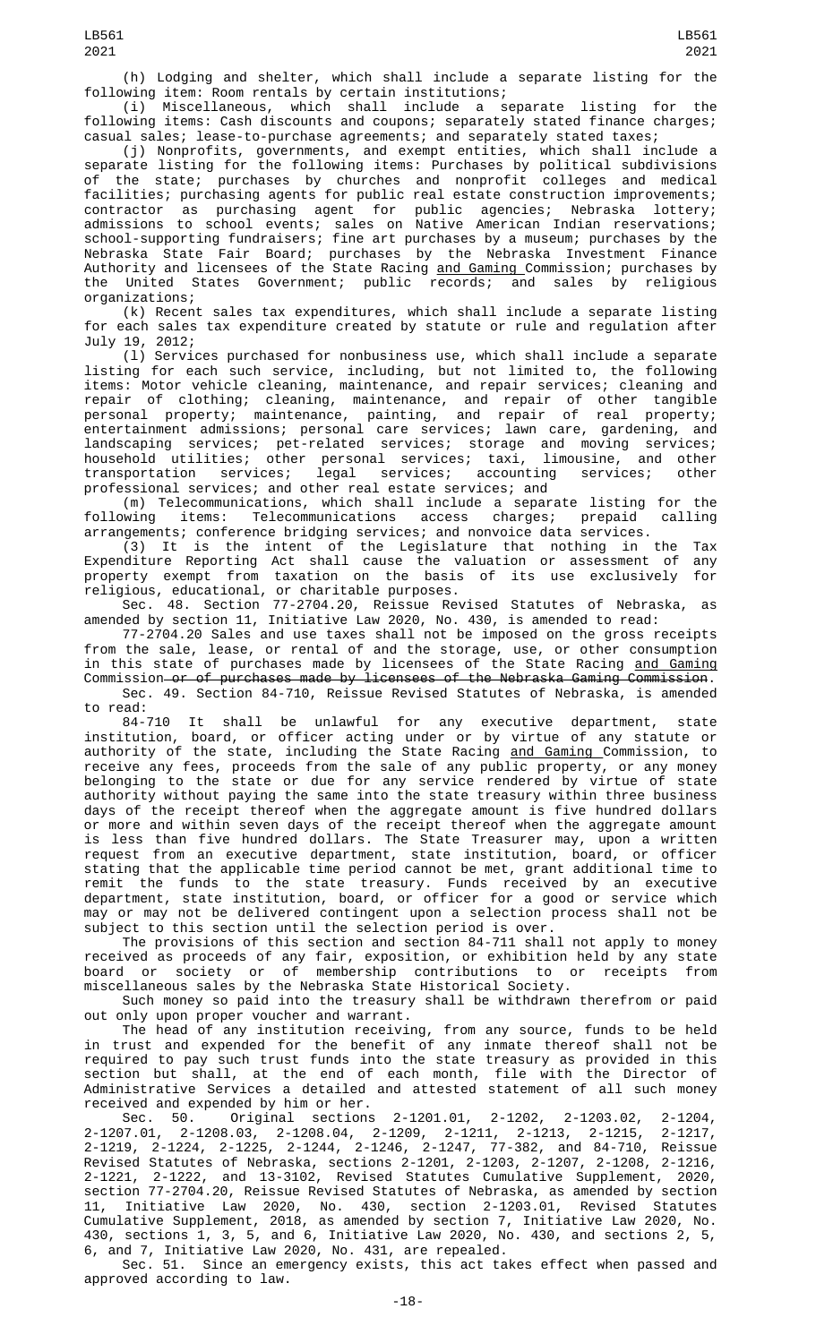(h) Lodging and shelter, which shall include a separate listing for the following item: Room rentals by certain institutions;

(i) Miscellaneous, which shall include a separate listing for the following items: Cash discounts and coupons; separately stated finance charges; casual sales; lease-to-purchase agreements; and separately stated taxes;

(j) Nonprofits, governments, and exempt entities, which shall include a separate listing for the following items: Purchases by political subdivisions of the state; purchases by churches and nonprofit colleges and medical facilities; purchasing agents for public real estate construction improvements; contractor as purchasing agent for public agencies; Nebraska lottery; admissions to school events; sales on Native American Indian reservations; school-supporting fundraisers; fine art purchases by a museum; purchases by the Nebraska State Fair Board; purchases by the Nebraska Investment Finance Authority and licensees of the State Racing and Gaming Commission; purchases by the United States Government; public records; and sales by religious organizations;

(k) Recent sales tax expenditures, which shall include a separate listing for each sales tax expenditure created by statute or rule and regulation after July 19, 2012;

(l) Services purchased for nonbusiness use, which shall include a separate listing for each such service, including, but not limited to, the following items: Motor vehicle cleaning, maintenance, and repair services; cleaning and repair of clothing; cleaning, maintenance, and repair of other tangible personal property; maintenance, painting, and repair of real property; entertainment admissions; personal care services; lawn care, gardening, and landscaping services; pet-related services; storage and moving services; household utilities; other personal services; taxi, limousine, and other transportation services; legal services; accounting services; other professional services; and other real estate services; and

(m) Telecommunications, which shall include a separate listing for the following items: Telecommunications access charges; prepaid calling arrangements; conference bridging services; and nonvoice data services.

(3) It is the intent of the Legislature that nothing in the Tax Expenditure Reporting Act shall cause the valuation or assessment of any property exempt from taxation on the basis of its use exclusively for religious, educational, or charitable purposes.

Sec. 48. Section 77-2704.20, Reissue Revised Statutes of Nebraska, as amended by section 11, Initiative Law 2020, No. 430, is amended to read:

77-2704.20 Sales and use taxes shall not be imposed on the gross receipts from the sale, lease, or rental of and the storage, use, or other consumption in this state of purchases made by licensees of the State Racing and Gaming Commission or of purchases made by licensees of the Nebraska Gaming Commission.

Sec. 49. Section 84-710, Reissue Revised Statutes of Nebraska, is amended to read:

84-710 It shall be unlawful for any executive department, state institution, board, or officer acting under or by virtue of any statute or authority of the state, including the State Racing and Gaming Commission, to receive any fees, proceeds from the sale of any public property, or any money belonging to the state or due for any service rendered by virtue of state authority without paying the same into the state treasury within three business days of the receipt thereof when the aggregate amount is five hundred dollars or more and within seven days of the receipt thereof when the aggregate amount is less than five hundred dollars. The State Treasurer may, upon a written request from an executive department, state institution, board, or officer stating that the applicable time period cannot be met, grant additional time to remit the funds to the state treasury. Funds received by an executive department, state institution, board, or officer for a good or service which may or may not be delivered contingent upon a selection process shall not be subject to this section until the selection period is over.

The provisions of this section and section 84-711 shall not apply to money received as proceeds of any fair, exposition, or exhibition held by any state board or society or of membership contributions to or receipts from miscellaneous sales by the Nebraska State Historical Society.

Such money so paid into the treasury shall be withdrawn therefrom or paid out only upon proper voucher and warrant.

The head of any institution receiving, from any source, funds to be held in trust and expended for the benefit of any inmate thereof shall not be required to pay such trust funds into the state treasury as provided in this section but shall, at the end of each month, file with the Director of Administrative Services a detailed and attested statement of all such money received and expended by him or her.

Sec. 50. Original sections 2-1201.01, 2-1202, 2-1203.02, 2-1204, 2-1207.01, 2-1208.03, 2-1208.04, 2-1209, 2-1211, 2-1213, 2-1215, 2-1217, 2-1219, 2-1224, 2-1225, 2-1244, 2-1246, 2-1247, 77-382, and 84-710, Reissue Revised Statutes of Nebraska, sections 2-1201, 2-1203, 2-1207, 2-1208, 2-1216, 2-1221, 2-1222, and 13-3102, Revised Statutes Cumulative Supplement, 2020, section 77-2704.20, Reissue Revised Statutes of Nebraska, as amended by section 11, Initiative Law 2020, No. 430, section 2-1203.01, Revised Statutes Cumulative Supplement, 2018, as amended by section 7, Initiative Law 2020, No. 430, sections 1, 3, 5, and 6, Initiative Law 2020, No. 430, and sections 2, 5, 6, and 7, Initiative Law 2020, No. 431, are repealed.

Sec. 51. Since an emergency exists, this act takes effect when passed and approved according to law.